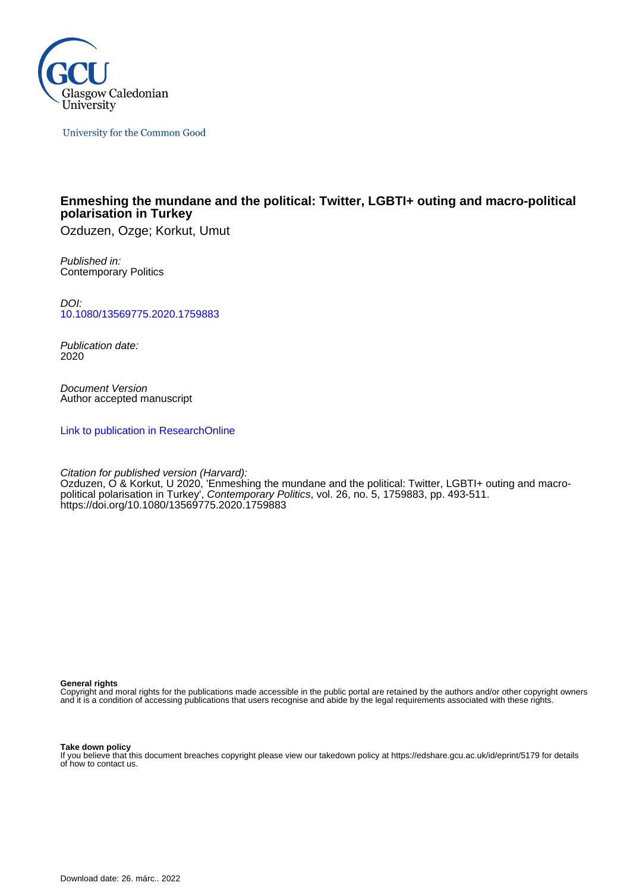Glasgow Caledonian University

University for the Common Good

## Enmeshing the mundane and the political: Twitter, LGBTI+ outing and macro-political polarisation in Turkey

Ozduzen, Ozge; Korkut, Umut

*Published in:*
Contemporary Politics

*DOI:*
10.1080/13569775.2020.1759883

*Publication date:*
2020

*Document Version*
Author accepted manuscript

Link to publication in ResearchOnline

*Citation for published version (Harvard):*
Ozduzen, O & Korkut, U 2020, 'Enmeshing the mundane and the political: Twitter, LGBTI+ outing and macro-political polarisation in Turkey', *Contemporary Politics*, vol. 26, no. 5, 1759883, pp. 493-511. https://doi.org/10.1080/13569775.2020.1759883

**General rights**
Copyright and moral rights for the publications made accessible in the public portal are retained by the authors and/or other copyright owners and it is a condition of accessing publications that users recognise and abide by the legal requirements associated with these rights.

**Take down policy**
If you believe that this document breaches copyright please view our takedown policy at https://edshare.gcu.ac.uk/id/eprint/5179 for details of how to contact us.

Download date: 26. márc.. 2022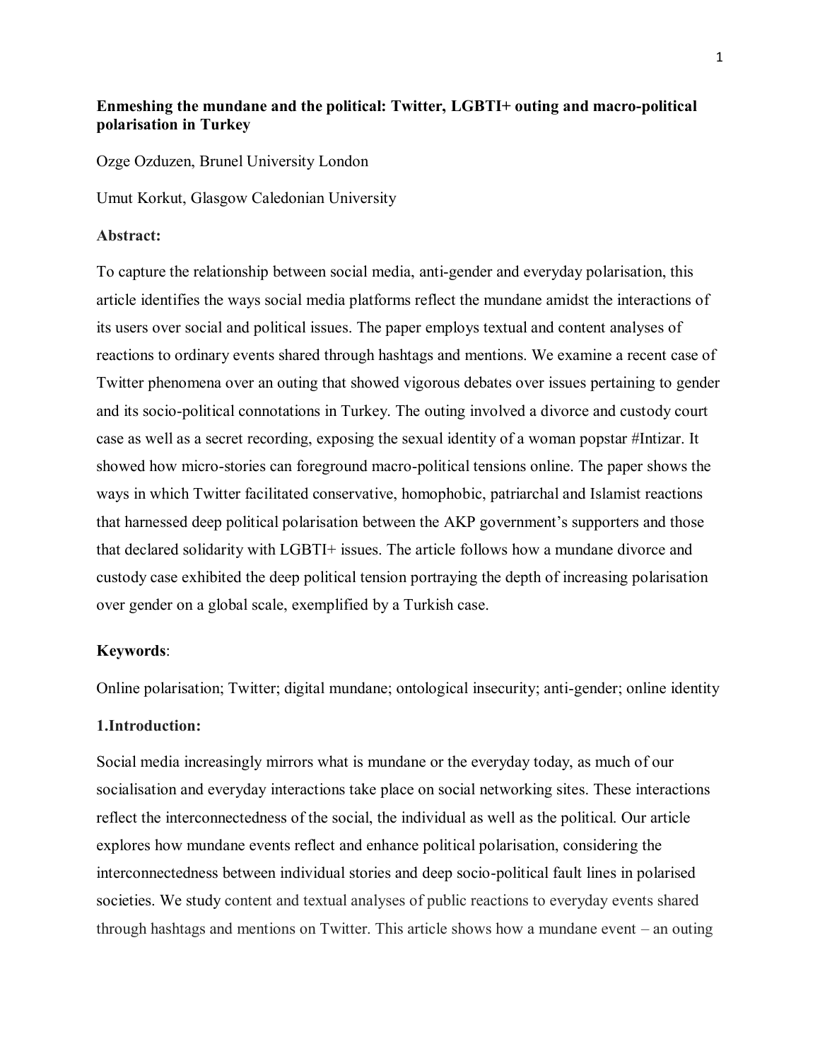**Enmeshing the mundane and the political: Twitter, LGBTI+ outing and macro-political polarisation in Turkey**

Ozge Ozduzen, Brunel University London

Umut Korkut, Glasgow Caledonian University

**Abstract:**

To capture the relationship between social media, anti-gender and everyday polarisation, this article identifies the ways social media platforms reflect the mundane amidst the interactions of its users over social and political issues. The paper employs textual and content analyses of reactions to ordinary events shared through hashtags and mentions. We examine a recent case of Twitter phenomena over an outing that showed vigorous debates over issues pertaining to gender and its socio-political connotations in Turkey. The outing involved a divorce and custody court case as well as a secret recording, exposing the sexual identity of a woman popstar #Intizar. It showed how micro-stories can foreground macro-political tensions online. The paper shows the ways in which Twitter facilitated conservative, homophobic, patriarchal and Islamist reactions that harnessed deep political polarisation between the AKP government's supporters and those that declared solidarity with LGBTI+ issues. The article follows how a mundane divorce and custody case exhibited the deep political tension portraying the depth of increasing polarisation over gender on a global scale, exemplified by a Turkish case.

**Keywords**:

Online polarisation; Twitter; digital mundane; ontological insecurity; anti-gender; online identity

## 1.Introduction:

Social media increasingly mirrors what is mundane or the everyday today, as much of our socialisation and everyday interactions take place on social networking sites. These interactions reflect the interconnectedness of the social, the individual as well as the political. Our article explores how mundane events reflect and enhance political polarisation, considering the interconnectedness between individual stories and deep socio-political fault lines in polarised societies. We study content and textual analyses of public reactions to everyday events shared through hashtags and mentions on Twitter. This article shows how a mundane event – an outing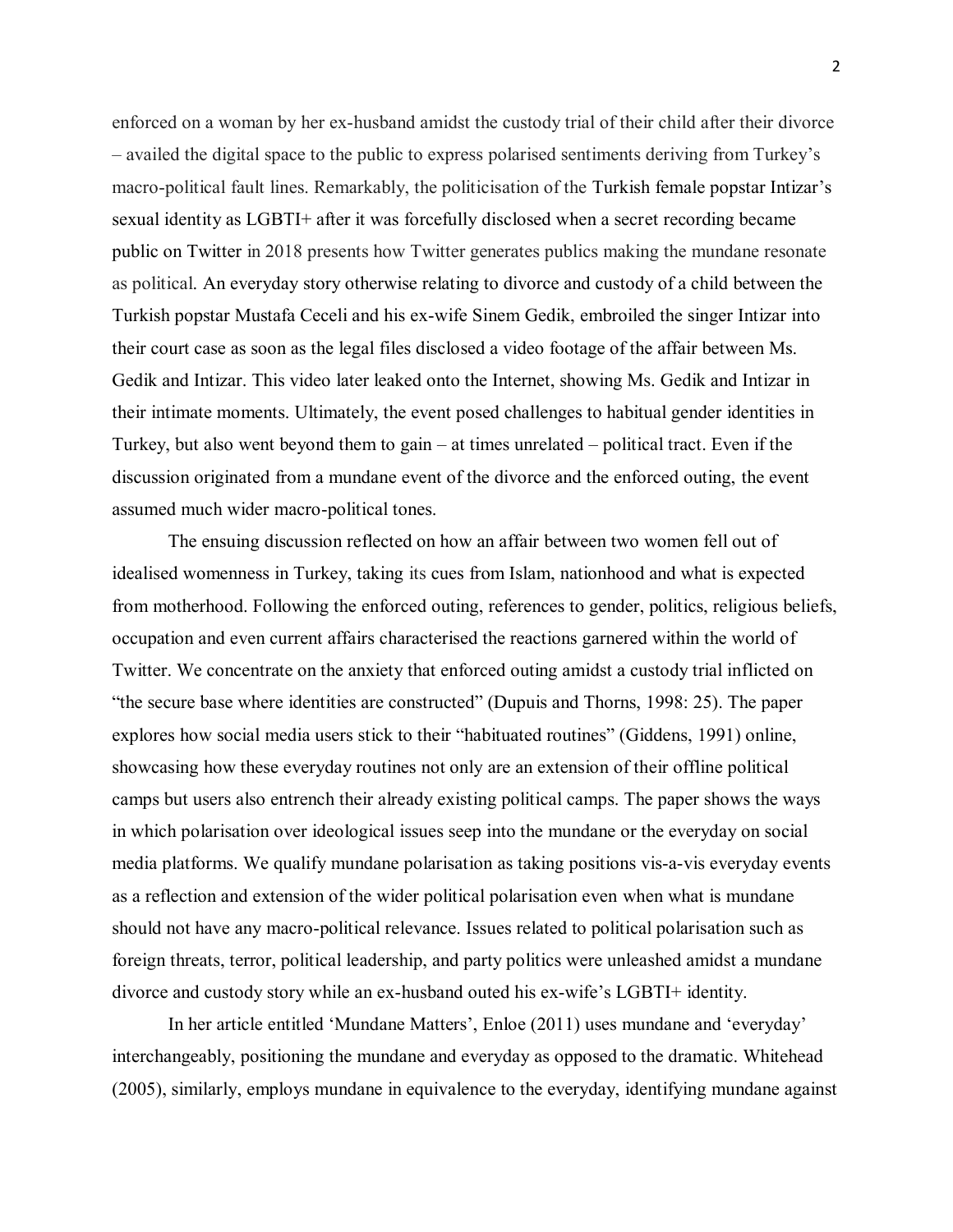enforced on a woman by her ex-husband amidst the custody trial of their child after their divorce – availed the digital space to the public to express polarised sentiments deriving from Turkey's macro-political fault lines. Remarkably, the politicisation of the Turkish female popstar Intizar's sexual identity as LGBTI+ after it was forcefully disclosed when a secret recording became public on Twitter in 2018 presents how Twitter generates publics making the mundane resonate as political. An everyday story otherwise relating to divorce and custody of a child between the Turkish popstar Mustafa Ceceli and his ex-wife Sinem Gedik, embroiled the singer Intizar into their court case as soon as the legal files disclosed a video footage of the affair between Ms. Gedik and Intizar. This video later leaked onto the Internet, showing Ms. Gedik and Intizar in their intimate moments. Ultimately, the event posed challenges to habitual gender identities in Turkey, but also went beyond them to gain – at times unrelated – political tract. Even if the discussion originated from a mundane event of the divorce and the enforced outing, the event assumed much wider macro-political tones.

The ensuing discussion reflected on how an affair between two women fell out of idealised womenness in Turkey, taking its cues from Islam, nationhood and what is expected from motherhood. Following the enforced outing, references to gender, politics, religious beliefs, occupation and even current affairs characterised the reactions garnered within the world of Twitter. We concentrate on the anxiety that enforced outing amidst a custody trial inflicted on "the secure base where identities are constructed" (Dupuis and Thorns, 1998: 25). The paper explores how social media users stick to their "habituated routines" (Giddens, 1991) online, showcasing how these everyday routines not only are an extension of their offline political camps but users also entrench their already existing political camps. The paper shows the ways in which polarisation over ideological issues seep into the mundane or the everyday on social media platforms. We qualify mundane polarisation as taking positions vis-a-vis everyday events as a reflection and extension of the wider political polarisation even when what is mundane should not have any macro-political relevance. Issues related to political polarisation such as foreign threats, terror, political leadership, and party politics were unleashed amidst a mundane divorce and custody story while an ex-husband outed his ex-wife's LGBTI+ identity.

In her article entitled 'Mundane Matters', Enloe (2011) uses mundane and 'everyday' interchangeably, positioning the mundane and everyday as opposed to the dramatic. Whitehead (2005), similarly, employs mundane in equivalence to the everyday, identifying mundane against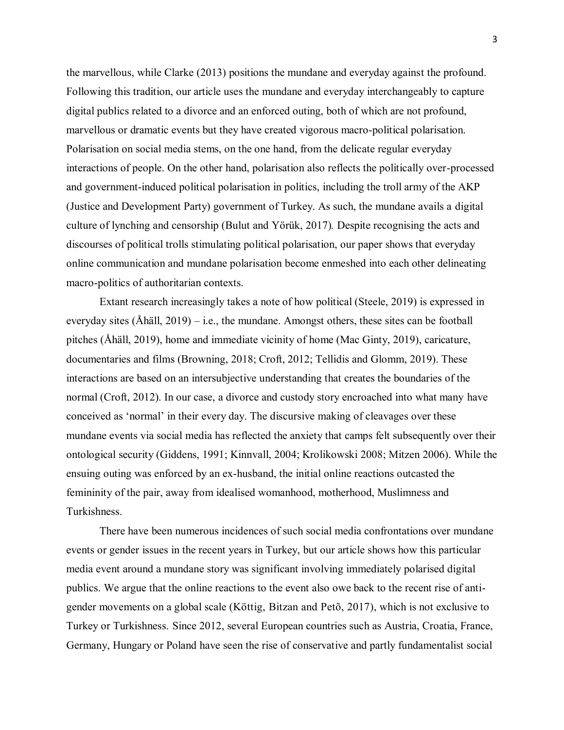the marvellous, while Clarke (2013) positions the mundane and everyday against the profound. Following this tradition, our article uses the mundane and everyday interchangeably to capture digital publics related to a divorce and an enforced outing, both of which are not profound, marvellous or dramatic events but they have created vigorous macro-political polarisation. Polarisation on social media stems, on the one hand, from the delicate regular everyday interactions of people. On the other hand, polarisation also reflects the politically over-processed and government-induced political polarisation in politics, including the troll army of the AKP (Justice and Development Party) government of Turkey. As such, the mundane avails a digital culture of lynching and censorship (Bulut and Yörük, 2017). Despite recognising the acts and discourses of political trolls stimulating political polarisation, our paper shows that everyday online communication and mundane polarisation become enmeshed into each other delineating macro-politics of authoritarian contexts.

Extant research increasingly takes a note of how political (Steele, 2019) is expressed in everyday sites (Åhäll, 2019) – i.e., the mundane. Amongst others, these sites can be football pitches (Åhäll, 2019), home and immediate vicinity of home (Mac Ginty, 2019), caricature, documentaries and films (Browning, 2018; Croft, 2012; Tellidis and Glomm, 2019). These interactions are based on an intersubjective understanding that creates the boundaries of the normal (Croft, 2012). In our case, a divorce and custody story encroached into what many have conceived as 'normal' in their every day. The discursive making of cleavages over these mundane events via social media has reflected the anxiety that camps felt subsequently over their ontological security (Giddens, 1991; Kinnvall, 2004; Krolikowski 2008; Mitzen 2006). While the ensuing outing was enforced by an ex-husband, the initial online reactions outcasted the femininity of the pair, away from idealised womanhood, motherhood, Muslimness and Turkishness.

There have been numerous incidences of such social media confrontations over mundane events or gender issues in the recent years in Turkey, but our article shows how this particular media event around a mundane story was significant involving immediately polarised digital publics. We argue that the online reactions to the event also owe back to the recent rise of anti-gender movements on a global scale (Köttig, Bitzan and Petõ, 2017), which is not exclusive to Turkey or Turkishness. Since 2012, several European countries such as Austria, Croatia, France, Germany, Hungary or Poland have seen the rise of conservative and partly fundamentalist social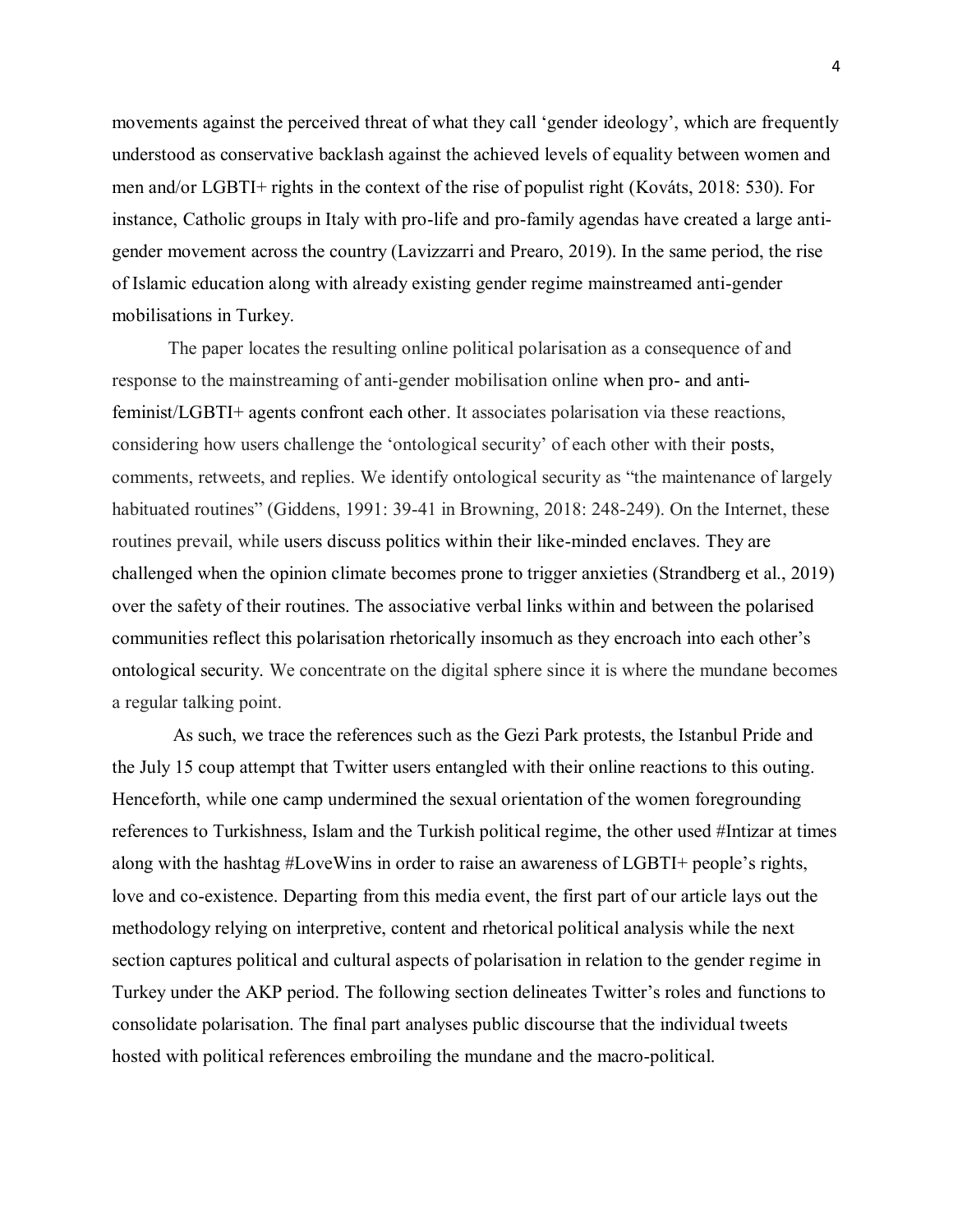movements against the perceived threat of what they call 'gender ideology', which are frequently understood as conservative backlash against the achieved levels of equality between women and men and/or LGBTI+ rights in the context of the rise of populist right (Kováts, 2018: 530). For instance, Catholic groups in Italy with pro-life and pro-family agendas have created a large anti-gender movement across the country (Lavizzarri and Prearo, 2019). In the same period, the rise of Islamic education along with already existing gender regime mainstreamed anti-gender mobilisations in Turkey.

The paper locates the resulting online political polarisation as a consequence of and response to the mainstreaming of anti-gender mobilisation online when pro- and anti-feminist/LGBTI+ agents confront each other. It associates polarisation via these reactions, considering how users challenge the 'ontological security' of each other with their posts, comments, retweets, and replies. We identify ontological security as "the maintenance of largely habituated routines" (Giddens, 1991: 39-41 in Browning, 2018: 248-249). On the Internet, these routines prevail, while users discuss politics within their like-minded enclaves. They are challenged when the opinion climate becomes prone to trigger anxieties (Strandberg et al., 2019) over the safety of their routines. The associative verbal links within and between the polarised communities reflect this polarisation rhetorically insomuch as they encroach into each other's ontological security. We concentrate on the digital sphere since it is where the mundane becomes a regular talking point.

As such, we trace the references such as the Gezi Park protests, the Istanbul Pride and the July 15 coup attempt that Twitter users entangled with their online reactions to this outing. Henceforth, while one camp undermined the sexual orientation of the women foregrounding references to Turkishness, Islam and the Turkish political regime, the other used #Intizar at times along with the hashtag #LoveWins in order to raise an awareness of LGBTI+ people's rights, love and co-existence. Departing from this media event, the first part of our article lays out the methodology relying on interpretive, content and rhetorical political analysis while the next section captures political and cultural aspects of polarisation in relation to the gender regime in Turkey under the AKP period. The following section delineates Twitter's roles and functions to consolidate polarisation. The final part analyses public discourse that the individual tweets hosted with political references embroiling the mundane and the macro-political.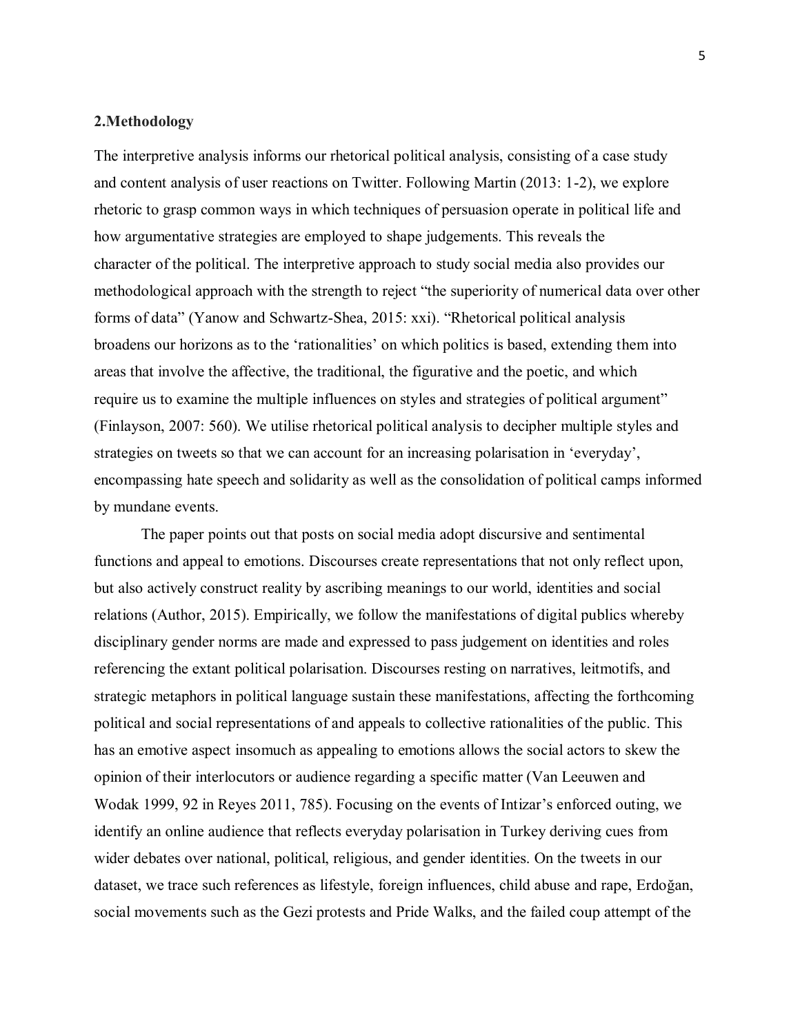## 2.Methodology

The interpretive analysis informs our rhetorical political analysis, consisting of a case study and content analysis of user reactions on Twitter. Following Martin (2013: 1-2), we explore rhetoric to grasp common ways in which techniques of persuasion operate in political life and how argumentative strategies are employed to shape judgements. This reveals the character of the political. The interpretive approach to study social media also provides our methodological approach with the strength to reject "the superiority of numerical data over other forms of data" (Yanow and Schwartz-Shea, 2015: xxi). "Rhetorical political analysis broadens our horizons as to the 'rationalities' on which politics is based, extending them into areas that involve the affective, the traditional, the figurative and the poetic, and which require us to examine the multiple influences on styles and strategies of political argument" (Finlayson, 2007: 560). We utilise rhetorical political analysis to decipher multiple styles and strategies on tweets so that we can account for an increasing polarisation in 'everyday', encompassing hate speech and solidarity as well as the consolidation of political camps informed by mundane events.

The paper points out that posts on social media adopt discursive and sentimental functions and appeal to emotions. Discourses create representations that not only reflect upon, but also actively construct reality by ascribing meanings to our world, identities and social relations (Author, 2015). Empirically, we follow the manifestations of digital publics whereby disciplinary gender norms are made and expressed to pass judgement on identities and roles referencing the extant political polarisation. Discourses resting on narratives, leitmotifs, and strategic metaphors in political language sustain these manifestations, affecting the forthcoming political and social representations of and appeals to collective rationalities of the public. This has an emotive aspect insomuch as appealing to emotions allows the social actors to skew the opinion of their interlocutors or audience regarding a specific matter (Van Leeuwen and Wodak 1999, 92 in Reyes 2011, 785). Focusing on the events of Intizar's enforced outing, we identify an online audience that reflects everyday polarisation in Turkey deriving cues from wider debates over national, political, religious, and gender identities. On the tweets in our dataset, we trace such references as lifestyle, foreign influences, child abuse and rape, Erdoğan, social movements such as the Gezi protests and Pride Walks, and the failed coup attempt of the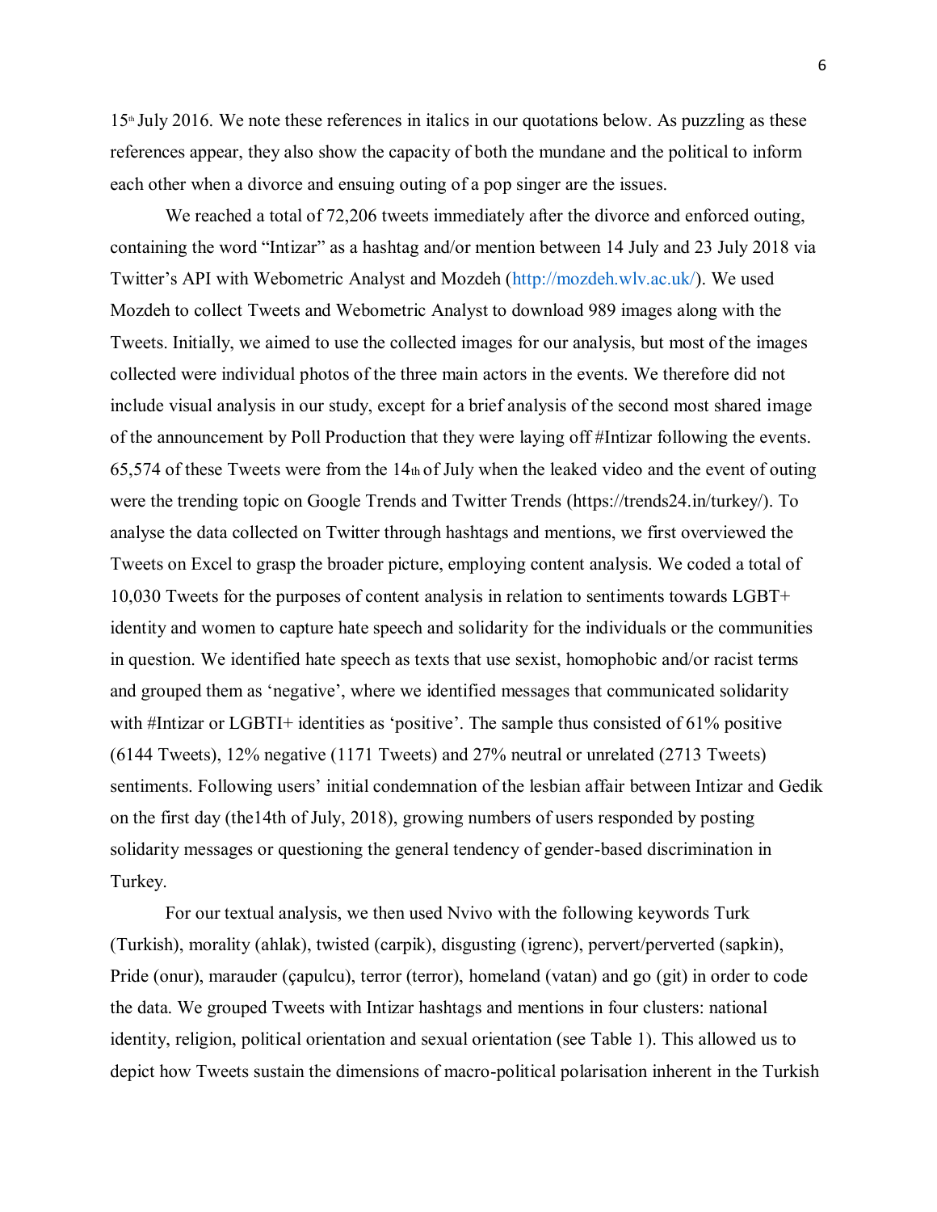15th July 2016. We note these references in italics in our quotations below. As puzzling as these references appear, they also show the capacity of both the mundane and the political to inform each other when a divorce and ensuing outing of a pop singer are the issues.

We reached a total of 72,206 tweets immediately after the divorce and enforced outing, containing the word "Intizar" as a hashtag and/or mention between 14 July and 23 July 2018 via Twitter's API with Webometric Analyst and Mozdeh (http://mozdeh.wlv.ac.uk/). We used Mozdeh to collect Tweets and Webometric Analyst to download 989 images along with the Tweets. Initially, we aimed to use the collected images for our analysis, but most of the images collected were individual photos of the three main actors in the events. We therefore did not include visual analysis in our study, except for a brief analysis of the second most shared image of the announcement by Poll Production that they were laying off #Intizar following the events. 65,574 of these Tweets were from the 14th of July when the leaked video and the event of outing were the trending topic on Google Trends and Twitter Trends (https://trends24.in/turkey/). To analyse the data collected on Twitter through hashtags and mentions, we first overviewed the Tweets on Excel to grasp the broader picture, employing content analysis. We coded a total of 10,030 Tweets for the purposes of content analysis in relation to sentiments towards LGBT+ identity and women to capture hate speech and solidarity for the individuals or the communities in question. We identified hate speech as texts that use sexist, homophobic and/or racist terms and grouped them as 'negative', where we identified messages that communicated solidarity with #Intizar or LGBTI+ identities as 'positive'. The sample thus consisted of 61% positive (6144 Tweets), 12% negative (1171 Tweets) and 27% neutral or unrelated (2713 Tweets) sentiments. Following users' initial condemnation of the lesbian affair between Intizar and Gedik on the first day (the14th of July, 2018), growing numbers of users responded by posting solidarity messages or questioning the general tendency of gender-based discrimination in Turkey.

For our textual analysis, we then used Nvivo with the following keywords Turk (Turkish), morality (ahlak), twisted (carpik), disgusting (igrenc), pervert/perverted (sapkin), Pride (onur), marauder (çapulcu), terror (terror), homeland (vatan) and go (git) in order to code the data. We grouped Tweets with Intizar hashtags and mentions in four clusters: national identity, religion, political orientation and sexual orientation (see Table 1). This allowed us to depict how Tweets sustain the dimensions of macro-political polarisation inherent in the Turkish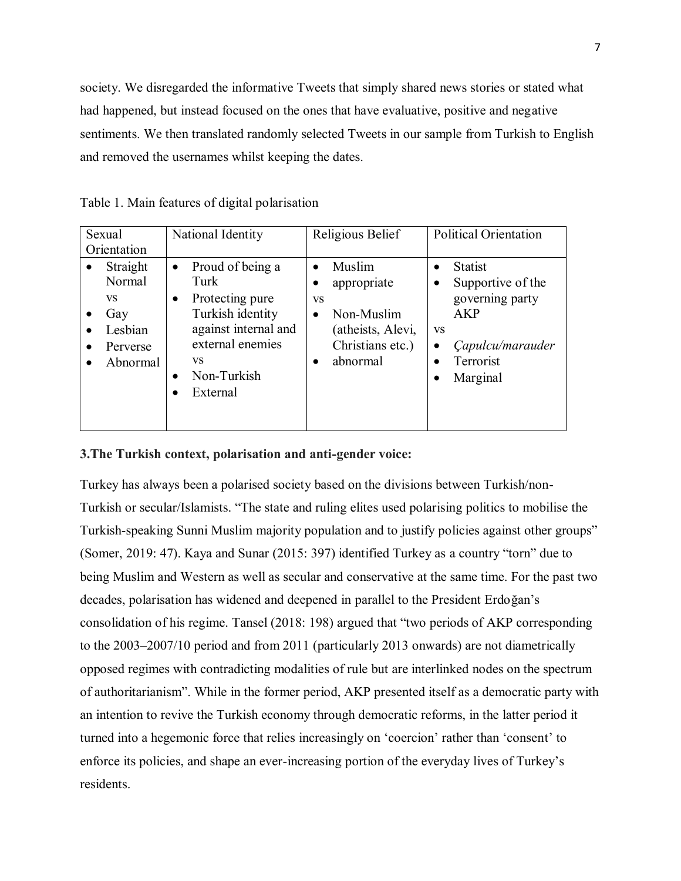society. We disregarded the informative Tweets that simply shared news stories or stated what had happened, but instead focused on the ones that have evaluative, positive and negative sentiments. We then translated randomly selected Tweets in our sample from Turkish to English and removed the usernames whilst keeping the dates.

Table 1. Main features of digital polarisation

| Sexual Orientation | National Identity | Religious Belief | Political Orientation |
|---|---|---|---|
| • Straight Normal<br>vs<br>• Gay<br>• Lesbian<br>• Perverse<br>• Abnormal | • Proud of being a Turk<br>• Protecting pure Turkish identity against internal and external enemies<br>vs<br>• Non-Turkish<br>• External | • Muslim<br>• appropriate<br>vs<br>• Non-Muslim (atheists, Alevi, Christians etc.)<br>• abnormal | • Statist<br>• Supportive of the governing party AKP<br>vs<br>• *Çapulcu/marauder*<br>• Terrorist<br>• Marginal |

**3.The Turkish context, polarisation and anti-gender voice:**

Turkey has always been a polarised society based on the divisions between Turkish/non-Turkish or secular/Islamists. "The state and ruling elites used polarising politics to mobilise the Turkish-speaking Sunni Muslim majority population and to justify policies against other groups" (Somer, 2019: 47). Kaya and Sunar (2015: 397) identified Turkey as a country "torn" due to being Muslim and Western as well as secular and conservative at the same time. For the past two decades, polarisation has widened and deepened in parallel to the President Erdoğan's consolidation of his regime. Tansel (2018: 198) argued that "two periods of AKP corresponding to the 2003–2007/10 period and from 2011 (particularly 2013 onwards) are not diametrically opposed regimes with contradicting modalities of rule but are interlinked nodes on the spectrum of authoritarianism". While in the former period, AKP presented itself as a democratic party with an intention to revive the Turkish economy through democratic reforms, in the latter period it turned into a hegemonic force that relies increasingly on 'coercion' rather than 'consent' to enforce its policies, and shape an ever-increasing portion of the everyday lives of Turkey's residents.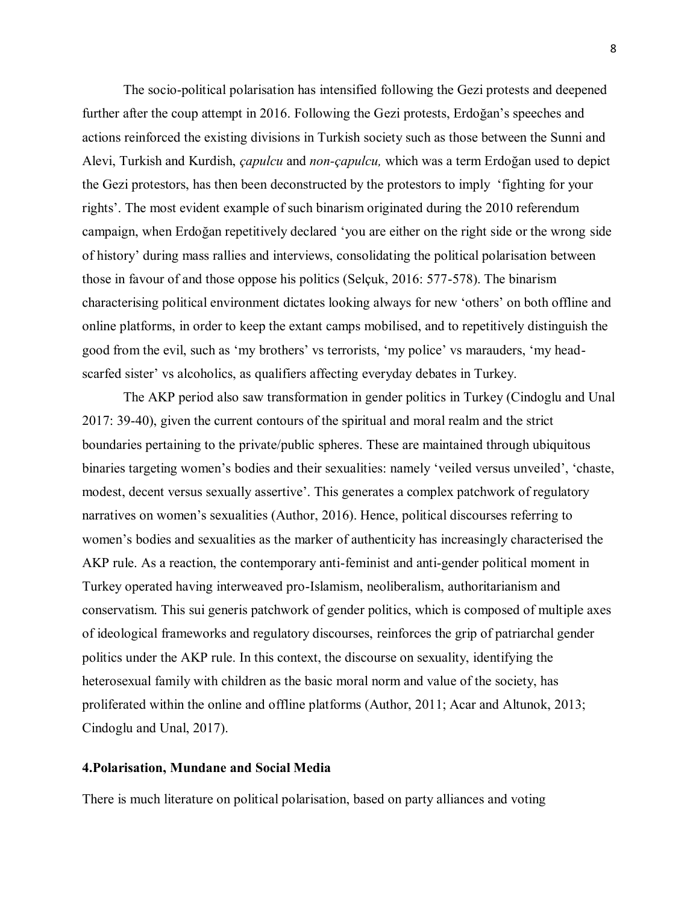The socio-political polarisation has intensified following the Gezi protests and deepened further after the coup attempt in 2016. Following the Gezi protests, Erdoğan's speeches and actions reinforced the existing divisions in Turkish society such as those between the Sunni and Alevi, Turkish and Kurdish, *çapulcu* and *non-çapulcu,* which was a term Erdoğan used to depict the Gezi protestors, has then been deconstructed by the protestors to imply 'fighting for your rights'. The most evident example of such binarism originated during the 2010 referendum campaign, when Erdoğan repetitively declared 'you are either on the right side or the wrong side of history' during mass rallies and interviews, consolidating the political polarisation between those in favour of and those oppose his politics (Selçuk, 2016: 577-578). The binarism characterising political environment dictates looking always for new 'others' on both offline and online platforms, in order to keep the extant camps mobilised, and to repetitively distinguish the good from the evil, such as 'my brothers' vs terrorists, 'my police' vs marauders, 'my head-scarfed sister' vs alcoholics, as qualifiers affecting everyday debates in Turkey.

The AKP period also saw transformation in gender politics in Turkey (Cindoglu and Unal 2017: 39-40), given the current contours of the spiritual and moral realm and the strict boundaries pertaining to the private/public spheres. These are maintained through ubiquitous binaries targeting women's bodies and their sexualities: namely 'veiled versus unveiled', 'chaste, modest, decent versus sexually assertive'. This generates a complex patchwork of regulatory narratives on women's sexualities (Author, 2016). Hence, political discourses referring to women's bodies and sexualities as the marker of authenticity has increasingly characterised the AKP rule. As a reaction, the contemporary anti-feminist and anti-gender political moment in Turkey operated having interweaved pro-Islamism, neoliberalism, authoritarianism and conservatism. This sui generis patchwork of gender politics, which is composed of multiple axes of ideological frameworks and regulatory discourses, reinforces the grip of patriarchal gender politics under the AKP rule. In this context, the discourse on sexuality, identifying the heterosexual family with children as the basic moral norm and value of the society, has proliferated within the online and offline platforms (Author, 2011; Acar and Altunok, 2013; Cindoglu and Unal, 2017).

## 4.Polarisation, Mundane and Social Media

There is much literature on political polarisation, based on party alliances and voting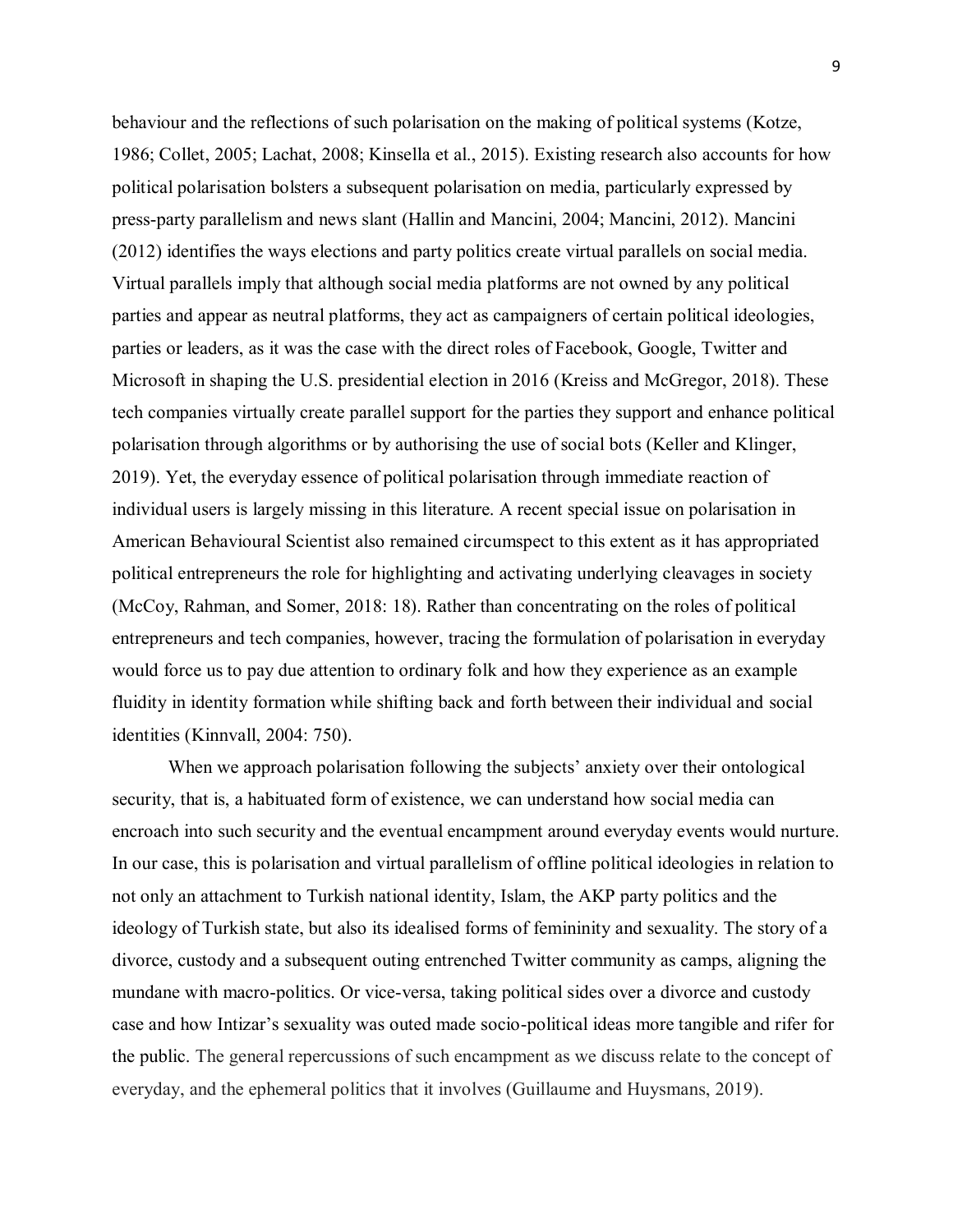behaviour and the reflections of such polarisation on the making of political systems (Kotze, 1986; Collet, 2005; Lachat, 2008; Kinsella et al., 2015). Existing research also accounts for how political polarisation bolsters a subsequent polarisation on media, particularly expressed by press-party parallelism and news slant (Hallin and Mancini, 2004; Mancini, 2012). Mancini (2012) identifies the ways elections and party politics create virtual parallels on social media. Virtual parallels imply that although social media platforms are not owned by any political parties and appear as neutral platforms, they act as campaigners of certain political ideologies, parties or leaders, as it was the case with the direct roles of Facebook, Google, Twitter and Microsoft in shaping the U.S. presidential election in 2016 (Kreiss and McGregor, 2018). These tech companies virtually create parallel support for the parties they support and enhance political polarisation through algorithms or by authorising the use of social bots (Keller and Klinger, 2019). Yet, the everyday essence of political polarisation through immediate reaction of individual users is largely missing in this literature. A recent special issue on polarisation in American Behavioural Scientist also remained circumspect to this extent as it has appropriated political entrepreneurs the role for highlighting and activating underlying cleavages in society (McCoy, Rahman, and Somer, 2018: 18). Rather than concentrating on the roles of political entrepreneurs and tech companies, however, tracing the formulation of polarisation in everyday would force us to pay due attention to ordinary folk and how they experience as an example fluidity in identity formation while shifting back and forth between their individual and social identities (Kinnvall, 2004: 750).

When we approach polarisation following the subjects' anxiety over their ontological security, that is, a habituated form of existence, we can understand how social media can encroach into such security and the eventual encampment around everyday events would nurture. In our case, this is polarisation and virtual parallelism of offline political ideologies in relation to not only an attachment to Turkish national identity, Islam, the AKP party politics and the ideology of Turkish state, but also its idealised forms of femininity and sexuality. The story of a divorce, custody and a subsequent outing entrenched Twitter community as camps, aligning the mundane with macro-politics. Or vice-versa, taking political sides over a divorce and custody case and how Intizar's sexuality was outed made socio-political ideas more tangible and rifer for the public. The general repercussions of such encampment as we discuss relate to the concept of everyday, and the ephemeral politics that it involves (Guillaume and Huysmans, 2019).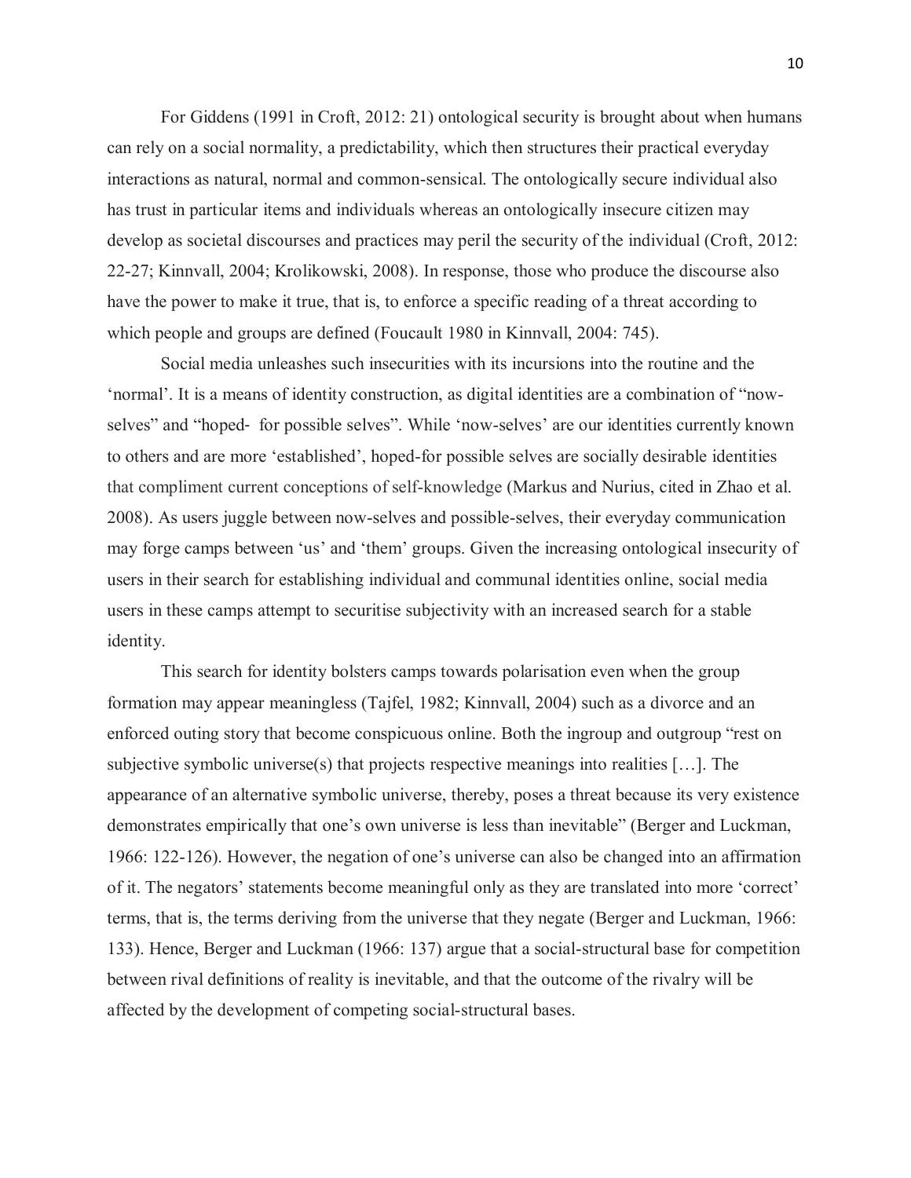For Giddens (1991 in Croft, 2012: 21) ontological security is brought about when humans can rely on a social normality, a predictability, which then structures their practical everyday interactions as natural, normal and common-sensical. The ontologically secure individual also has trust in particular items and individuals whereas an ontologically insecure citizen may develop as societal discourses and practices may peril the security of the individual (Croft, 2012: 22-27; Kinnvall, 2004; Krolikowski, 2008). In response, those who produce the discourse also have the power to make it true, that is, to enforce a specific reading of a threat according to which people and groups are defined (Foucault 1980 in Kinnvall, 2004: 745).

Social media unleashes such insecurities with its incursions into the routine and the 'normal'. It is a means of identity construction, as digital identities are a combination of "now-selves" and "hoped- for possible selves". While 'now-selves' are our identities currently known to others and are more 'established', hoped-for possible selves are socially desirable identities that compliment current conceptions of self-knowledge (Markus and Nurius, cited in Zhao et al. 2008). As users juggle between now-selves and possible-selves, their everyday communication may forge camps between 'us' and 'them' groups. Given the increasing ontological insecurity of users in their search for establishing individual and communal identities online, social media users in these camps attempt to securitise subjectivity with an increased search for a stable identity.

This search for identity bolsters camps towards polarisation even when the group formation may appear meaningless (Tajfel, 1982; Kinnvall, 2004) such as a divorce and an enforced outing story that become conspicuous online. Both the ingroup and outgroup "rest on subjective symbolic universe(s) that projects respective meanings into realities […]. The appearance of an alternative symbolic universe, thereby, poses a threat because its very existence demonstrates empirically that one's own universe is less than inevitable" (Berger and Luckman, 1966: 122-126). However, the negation of one's universe can also be changed into an affirmation of it. The negators' statements become meaningful only as they are translated into more 'correct' terms, that is, the terms deriving from the universe that they negate (Berger and Luckman, 1966: 133). Hence, Berger and Luckman (1966: 137) argue that a social-structural base for competition between rival definitions of reality is inevitable, and that the outcome of the rivalry will be affected by the development of competing social-structural bases.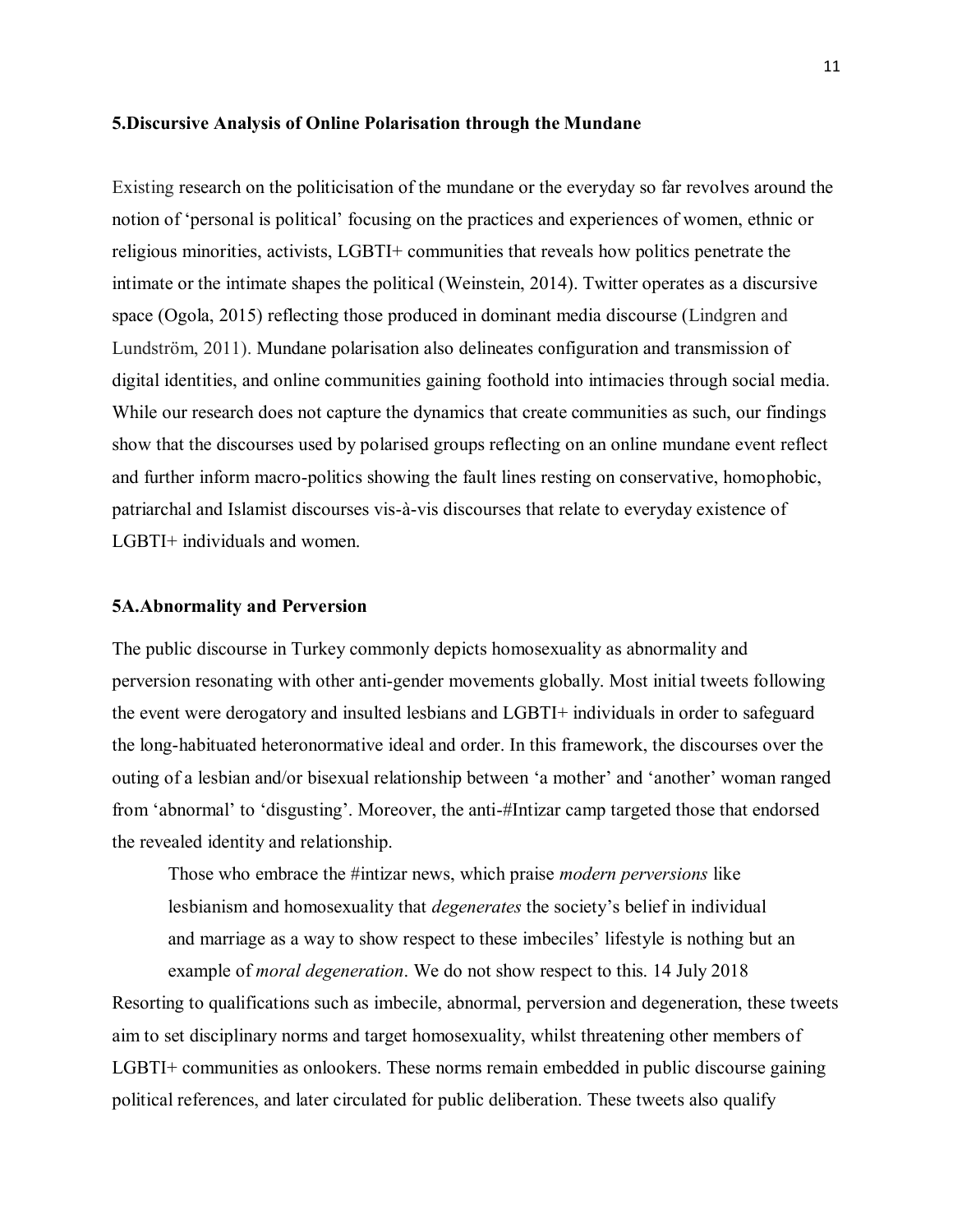## 5.Discursive Analysis of Online Polarisation through the Mundane

Existing research on the politicisation of the mundane or the everyday so far revolves around the notion of 'personal is political' focusing on the practices and experiences of women, ethnic or religious minorities, activists, LGBTI+ communities that reveals how politics penetrate the intimate or the intimate shapes the political (Weinstein, 2014). Twitter operates as a discursive space (Ogola, 2015) reflecting those produced in dominant media discourse (Lindgren and Lundström, 2011). Mundane polarisation also delineates configuration and transmission of digital identities, and online communities gaining foothold into intimacies through social media. While our research does not capture the dynamics that create communities as such, our findings show that the discourses used by polarised groups reflecting on an online mundane event reflect and further inform macro-politics showing the fault lines resting on conservative, homophobic, patriarchal and Islamist discourses vis-à-vis discourses that relate to everyday existence of LGBTI+ individuals and women.

### 5A.Abnormality and Perversion

The public discourse in Turkey commonly depicts homosexuality as abnormality and perversion resonating with other anti-gender movements globally. Most initial tweets following the event were derogatory and insulted lesbians and LGBTI+ individuals in order to safeguard the long-habituated heteronormative ideal and order. In this framework, the discourses over the outing of a lesbian and/or bisexual relationship between 'a mother' and 'another' woman ranged from 'abnormal' to 'disgusting'. Moreover, the anti-#Intizar camp targeted those that endorsed the revealed identity and relationship.

> Those who embrace the #intizar news, which praise *modern perversions* like lesbianism and homosexuality that *degenerates* the society's belief in individual and marriage as a way to show respect to these imbeciles' lifestyle is nothing but an example of *moral degeneration*. We do not show respect to this. 14 July 2018

Resorting to qualifications such as imbecile, abnormal, perversion and degeneration, these tweets aim to set disciplinary norms and target homosexuality, whilst threatening other members of LGBTI+ communities as onlookers. These norms remain embedded in public discourse gaining political references, and later circulated for public deliberation. These tweets also qualify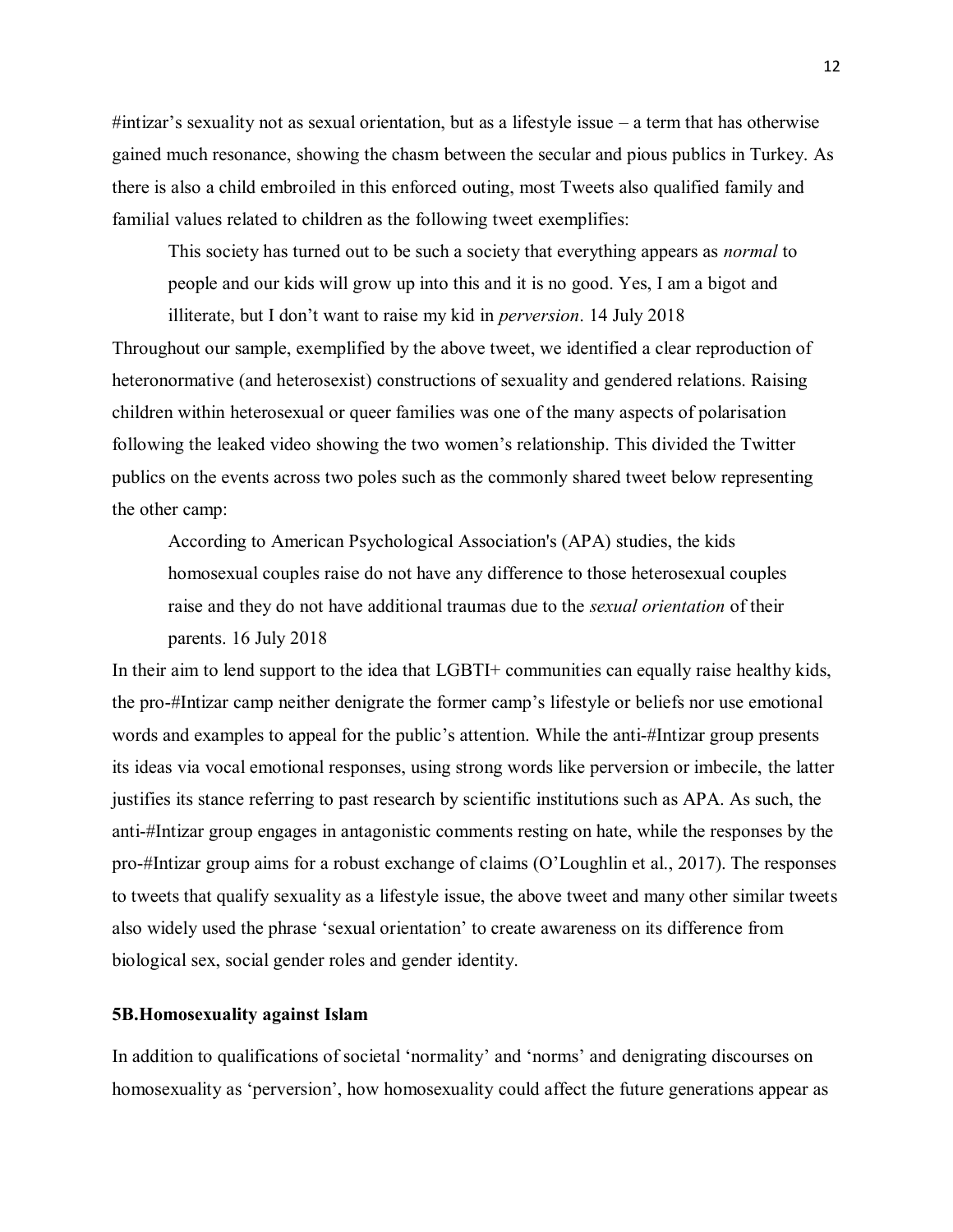#intizar's sexuality not as sexual orientation, but as a lifestyle issue – a term that has otherwise gained much resonance, showing the chasm between the secular and pious publics in Turkey. As there is also a child embroiled in this enforced outing, most Tweets also qualified family and familial values related to children as the following tweet exemplifies:

> This society has turned out to be such a society that everything appears as *normal* to people and our kids will grow up into this and it is no good. Yes, I am a bigot and illiterate, but I don't want to raise my kid in *perversion*. 14 July 2018

Throughout our sample, exemplified by the above tweet, we identified a clear reproduction of heteronormative (and heterosexist) constructions of sexuality and gendered relations. Raising children within heterosexual or queer families was one of the many aspects of polarisation following the leaked video showing the two women's relationship. This divided the Twitter publics on the events across two poles such as the commonly shared tweet below representing the other camp:

> According to American Psychological Association's (APA) studies, the kids homosexual couples raise do not have any difference to those heterosexual couples raise and they do not have additional traumas due to the *sexual orientation* of their parents. 16 July 2018

In their aim to lend support to the idea that LGBTI+ communities can equally raise healthy kids, the pro-#Intizar camp neither denigrate the former camp's lifestyle or beliefs nor use emotional words and examples to appeal for the public's attention. While the anti-#Intizar group presents its ideas via vocal emotional responses, using strong words like perversion or imbecile, the latter justifies its stance referring to past research by scientific institutions such as APA. As such, the anti-#Intizar group engages in antagonistic comments resting on hate, while the responses by the pro-#Intizar group aims for a robust exchange of claims (O'Loughlin et al., 2017). The responses to tweets that qualify sexuality as a lifestyle issue, the above tweet and many other similar tweets also widely used the phrase 'sexual orientation' to create awareness on its difference from biological sex, social gender roles and gender identity.

### 5B.Homosexuality against Islam

In addition to qualifications of societal 'normality' and 'norms' and denigrating discourses on homosexuality as 'perversion', how homosexuality could affect the future generations appear as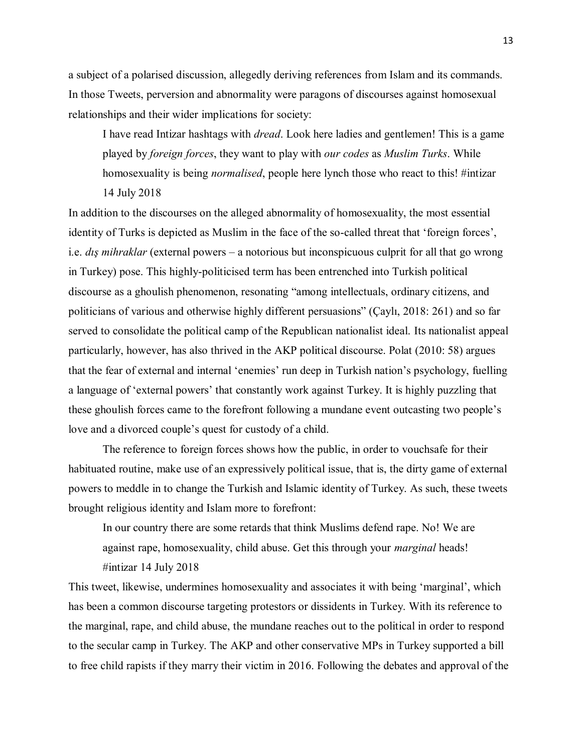a subject of a polarised discussion, allegedly deriving references from Islam and its commands. In those Tweets, perversion and abnormality were paragons of discourses against homosexual relationships and their wider implications for society:

> I have read Intizar hashtags with *dread*. Look here ladies and gentlemen! This is a game played by *foreign forces*, they want to play with *our codes* as *Muslim Turks*. While homosexuality is being *normalised*, people here lynch those who react to this! #intizar 14 July 2018

In addition to the discourses on the alleged abnormality of homosexuality, the most essential identity of Turks is depicted as Muslim in the face of the so-called threat that 'foreign forces', i.e. *dış mihraklar* (external powers – a notorious but inconspicuous culprit for all that go wrong in Turkey) pose. This highly-politicised term has been entrenched into Turkish political discourse as a ghoulish phenomenon, resonating "among intellectuals, ordinary citizens, and politicians of various and otherwise highly different persuasions" (Çaylı, 2018: 261) and so far served to consolidate the political camp of the Republican nationalist ideal. Its nationalist appeal particularly, however, has also thrived in the AKP political discourse. Polat (2010: 58) argues that the fear of external and internal 'enemies' run deep in Turkish nation's psychology, fuelling a language of 'external powers' that constantly work against Turkey. It is highly puzzling that these ghoulish forces came to the forefront following a mundane event outcasting two people's love and a divorced couple's quest for custody of a child.

The reference to foreign forces shows how the public, in order to vouchsafe for their habituated routine, make use of an expressively political issue, that is, the dirty game of external powers to meddle in to change the Turkish and Islamic identity of Turkey. As such, these tweets brought religious identity and Islam more to forefront:

> In our country there are some retards that think Muslims defend rape. No! We are against rape, homosexuality, child abuse. Get this through your *marginal* heads! #intizar 14 July 2018

This tweet, likewise, undermines homosexuality and associates it with being 'marginal', which has been a common discourse targeting protestors or dissidents in Turkey. With its reference to the marginal, rape, and child abuse, the mundane reaches out to the political in order to respond to the secular camp in Turkey. The AKP and other conservative MPs in Turkey supported a bill to free child rapists if they marry their victim in 2016. Following the debates and approval of the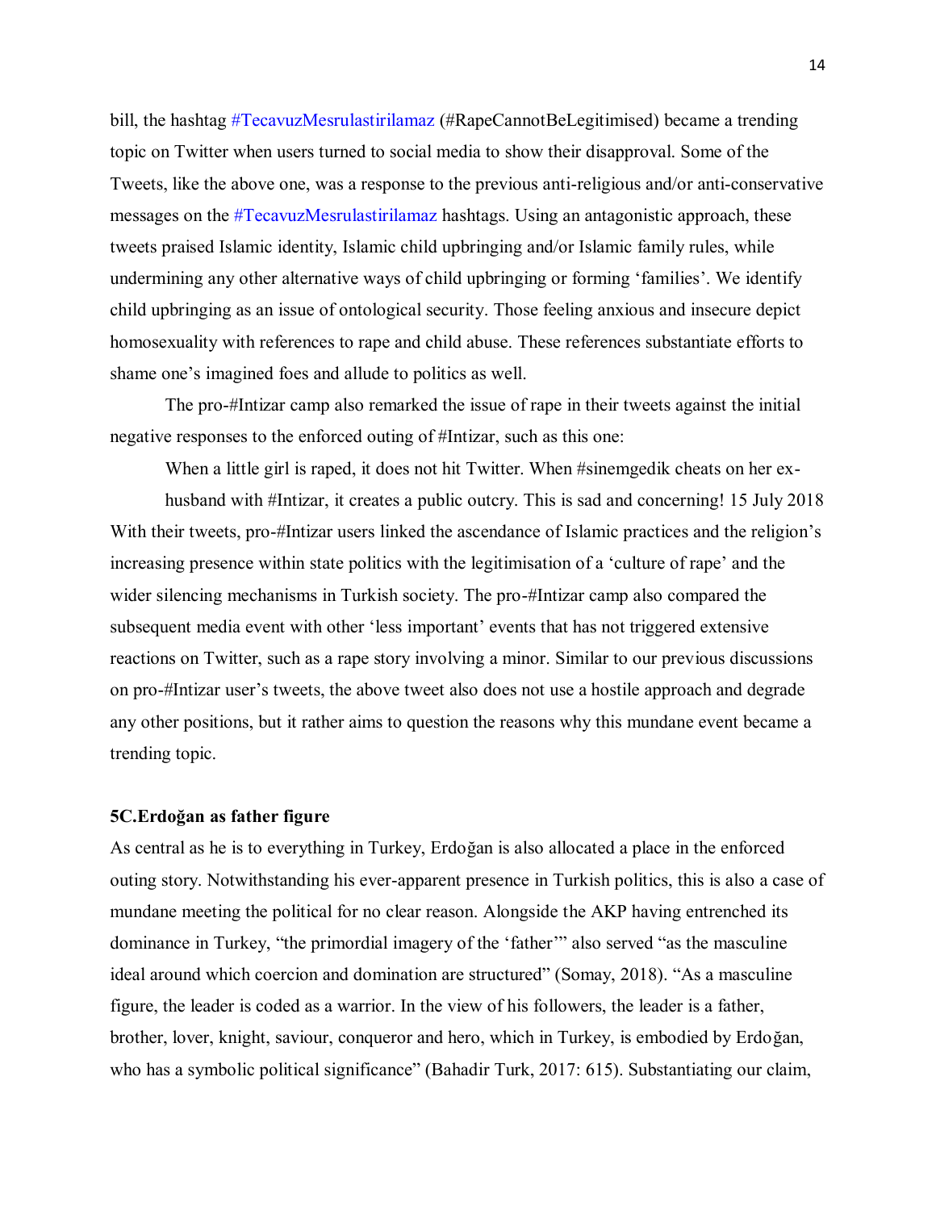bill, the hashtag #TecavuzMesrulastirilamaz (#RapeCannotBeLegitimised) became a trending topic on Twitter when users turned to social media to show their disapproval. Some of the Tweets, like the above one, was a response to the previous anti-religious and/or anti-conservative messages on the #TecavuzMesrulastirilamaz hashtags. Using an antagonistic approach, these tweets praised Islamic identity, Islamic child upbringing and/or Islamic family rules, while undermining any other alternative ways of child upbringing or forming 'families'. We identify child upbringing as an issue of ontological security. Those feeling anxious and insecure depict homosexuality with references to rape and child abuse. These references substantiate efforts to shame one's imagined foes and allude to politics as well.

The pro-#Intizar camp also remarked the issue of rape in their tweets against the initial negative responses to the enforced outing of #Intizar, such as this one:

> When a little girl is raped, it does not hit Twitter. When #sinemgedik cheats on her ex-husband with #Intizar, it creates a public outcry. This is sad and concerning! 15 July 2018

With their tweets, pro-#Intizar users linked the ascendance of Islamic practices and the religion's increasing presence within state politics with the legitimisation of a 'culture of rape' and the wider silencing mechanisms in Turkish society. The pro-#Intizar camp also compared the subsequent media event with other 'less important' events that has not triggered extensive reactions on Twitter, such as a rape story involving a minor. Similar to our previous discussions on pro-#Intizar user's tweets, the above tweet also does not use a hostile approach and degrade any other positions, but it rather aims to question the reasons why this mundane event became a trending topic.

### 5C.Erdoğan as father figure

As central as he is to everything in Turkey, Erdoğan is also allocated a place in the enforced outing story. Notwithstanding his ever-apparent presence in Turkish politics, this is also a case of mundane meeting the political for no clear reason. Alongside the AKP having entrenched its dominance in Turkey, "the primordial imagery of the 'father'" also served "as the masculine ideal around which coercion and domination are structured" (Somay, 2018). "As a masculine figure, the leader is coded as a warrior. In the view of his followers, the leader is a father, brother, lover, knight, saviour, conqueror and hero, which in Turkey, is embodied by Erdoğan, who has a symbolic political significance" (Bahadir Turk, 2017: 615). Substantiating our claim,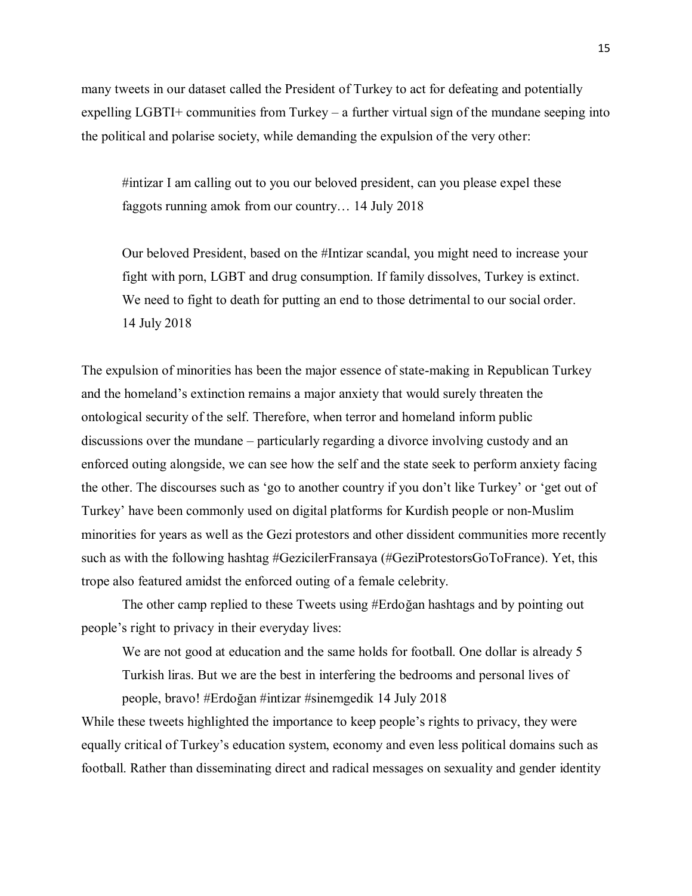many tweets in our dataset called the President of Turkey to act for defeating and potentially expelling LGBTI+ communities from Turkey – a further virtual sign of the mundane seeping into the political and polarise society, while demanding the expulsion of the very other:

> #intizar I am calling out to you our beloved president, can you please expel these faggots running amok from our country… 14 July 2018

> Our beloved President, based on the #Intizar scandal, you might need to increase your fight with porn, LGBT and drug consumption. If family dissolves, Turkey is extinct. We need to fight to death for putting an end to those detrimental to our social order. 14 July 2018

The expulsion of minorities has been the major essence of state-making in Republican Turkey and the homeland's extinction remains a major anxiety that would surely threaten the ontological security of the self. Therefore, when terror and homeland inform public discussions over the mundane – particularly regarding a divorce involving custody and an enforced outing alongside, we can see how the self and the state seek to perform anxiety facing the other. The discourses such as 'go to another country if you don't like Turkey' or 'get out of Turkey' have been commonly used on digital platforms for Kurdish people or non-Muslim minorities for years as well as the Gezi protestors and other dissident communities more recently such as with the following hashtag #GezicilerFransaya (#GeziProtestorsGoToFrance). Yet, this trope also featured amidst the enforced outing of a female celebrity.

The other camp replied to these Tweets using #Erdoğan hashtags and by pointing out people's right to privacy in their everyday lives:

> We are not good at education and the same holds for football. One dollar is already 5 Turkish liras. But we are the best in interfering the bedrooms and personal lives of people, bravo! #Erdoğan #intizar #sinemgedik 14 July 2018

While these tweets highlighted the importance to keep people's rights to privacy, they were equally critical of Turkey's education system, economy and even less political domains such as football. Rather than disseminating direct and radical messages on sexuality and gender identity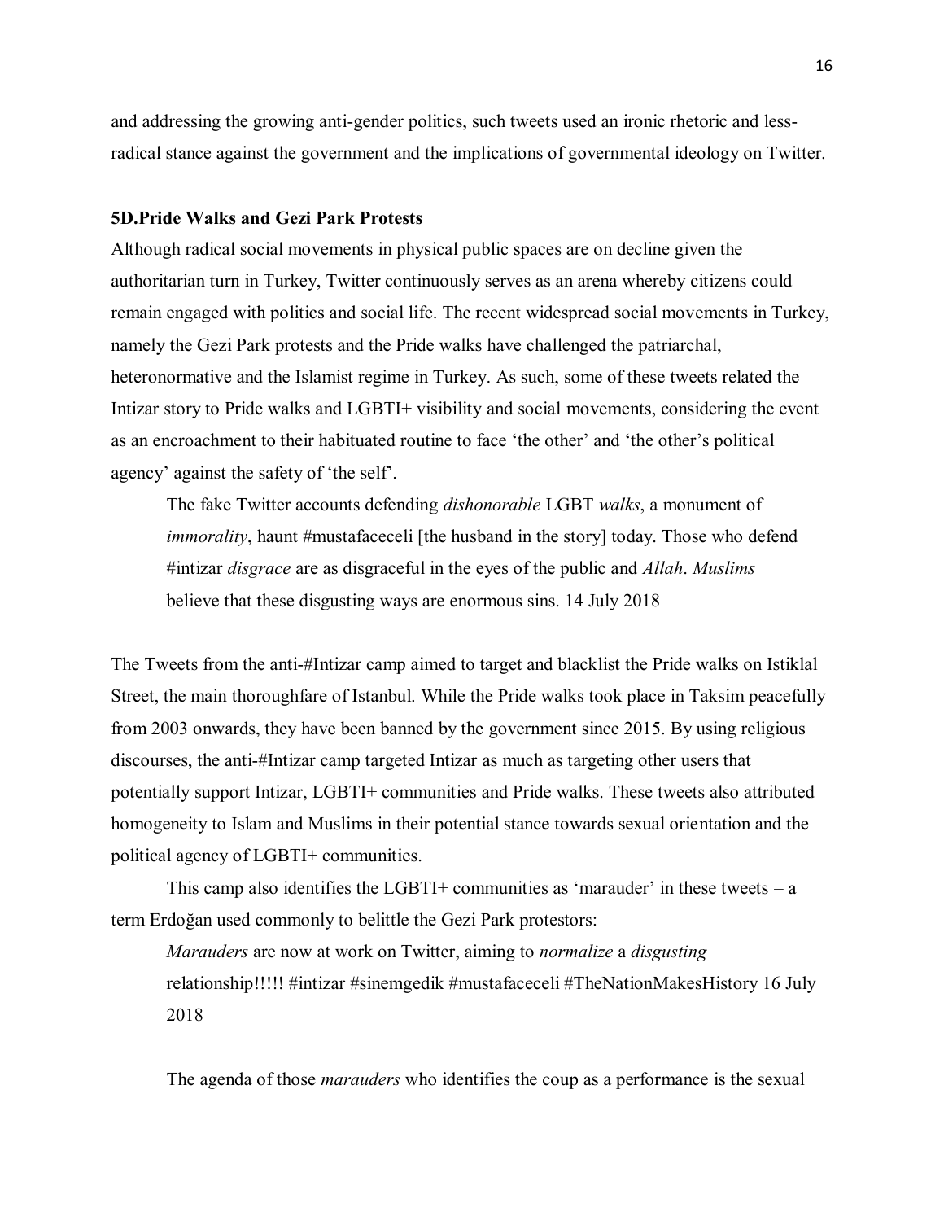and addressing the growing anti-gender politics, such tweets used an ironic rhetoric and less-radical stance against the government and the implications of governmental ideology on Twitter.

### 5D.Pride Walks and Gezi Park Protests

Although radical social movements in physical public spaces are on decline given the authoritarian turn in Turkey, Twitter continuously serves as an arena whereby citizens could remain engaged with politics and social life. The recent widespread social movements in Turkey, namely the Gezi Park protests and the Pride walks have challenged the patriarchal, heteronormative and the Islamist regime in Turkey. As such, some of these tweets related the Intizar story to Pride walks and LGBTI+ visibility and social movements, considering the event as an encroachment to their habituated routine to face 'the other' and 'the other's political agency' against the safety of 'the self'.

> The fake Twitter accounts defending *dishonorable* LGBT *walks*, a monument of *immorality*, haunt #mustafaceceli [the husband in the story] today. Those who defend #intizar *disgrace* are as disgraceful in the eyes of the public and *Allah*. *Muslims* believe that these disgusting ways are enormous sins. 14 July 2018

The Tweets from the anti-#Intizar camp aimed to target and blacklist the Pride walks on Istiklal Street, the main thoroughfare of Istanbul. While the Pride walks took place in Taksim peacefully from 2003 onwards, they have been banned by the government since 2015. By using religious discourses, the anti-#Intizar camp targeted Intizar as much as targeting other users that potentially support Intizar, LGBTI+ communities and Pride walks. These tweets also attributed homogeneity to Islam and Muslims in their potential stance towards sexual orientation and the political agency of LGBTI+ communities.

This camp also identifies the LGBTI+ communities as 'marauder' in these tweets – a term Erdoğan used commonly to belittle the Gezi Park protestors:

> *Marauders* are now at work on Twitter, aiming to *normalize* a *disgusting* relationship!!!!! #intizar #sinemgedik #mustafaceceli #TheNationMakesHistory 16 July 2018

> The agenda of those *marauders* who identifies the coup as a performance is the sexual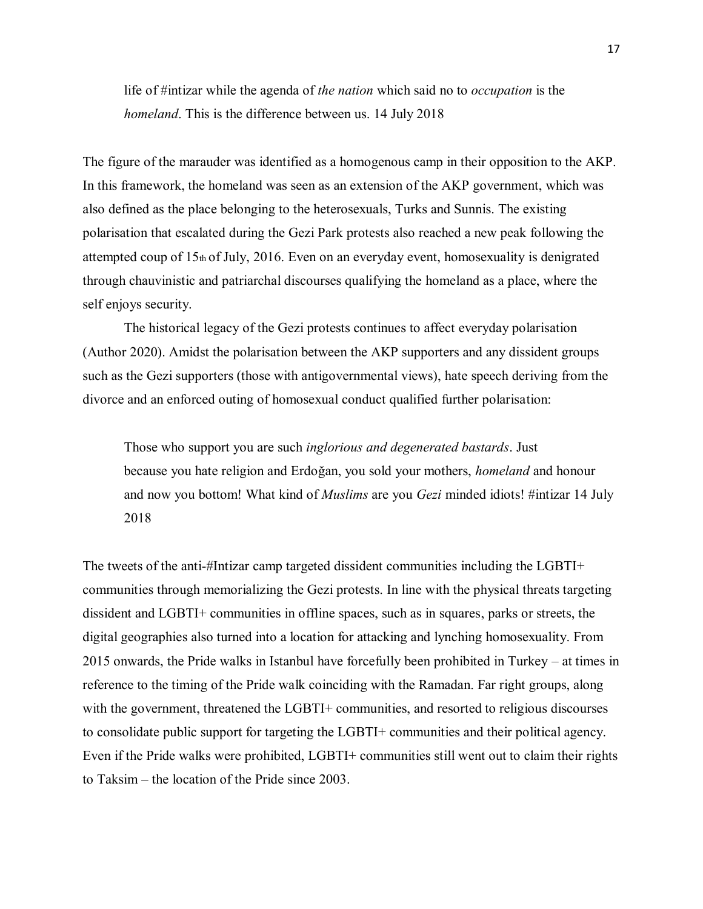> life of #intizar while the agenda of *the nation* which said no to *occupation* is the *homeland*. This is the difference between us. 14 July 2018

The figure of the marauder was identified as a homogenous camp in their opposition to the AKP. In this framework, the homeland was seen as an extension of the AKP government, which was also defined as the place belonging to the heterosexuals, Turks and Sunnis. The existing polarisation that escalated during the Gezi Park protests also reached a new peak following the attempted coup of 15th of July, 2016. Even on an everyday event, homosexuality is denigrated through chauvinistic and patriarchal discourses qualifying the homeland as a place, where the self enjoys security.

The historical legacy of the Gezi protests continues to affect everyday polarisation (Author 2020). Amidst the polarisation between the AKP supporters and any dissident groups such as the Gezi supporters (those with antigovernmental views), hate speech deriving from the divorce and an enforced outing of homosexual conduct qualified further polarisation:

> Those who support you are such *inglorious and degenerated bastards*. Just because you hate religion and Erdoğan, you sold your mothers, *homeland* and honour and now you bottom! What kind of *Muslims* are you *Gezi* minded idiots! #intizar 14 July 2018

The tweets of the anti-#Intizar camp targeted dissident communities including the LGBTI+ communities through memorializing the Gezi protests. In line with the physical threats targeting dissident and LGBTI+ communities in offline spaces, such as in squares, parks or streets, the digital geographies also turned into a location for attacking and lynching homosexuality. From 2015 onwards, the Pride walks in Istanbul have forcefully been prohibited in Turkey – at times in reference to the timing of the Pride walk coinciding with the Ramadan. Far right groups, along with the government, threatened the LGBTI+ communities, and resorted to religious discourses to consolidate public support for targeting the LGBTI+ communities and their political agency. Even if the Pride walks were prohibited, LGBTI+ communities still went out to claim their rights to Taksim – the location of the Pride since 2003.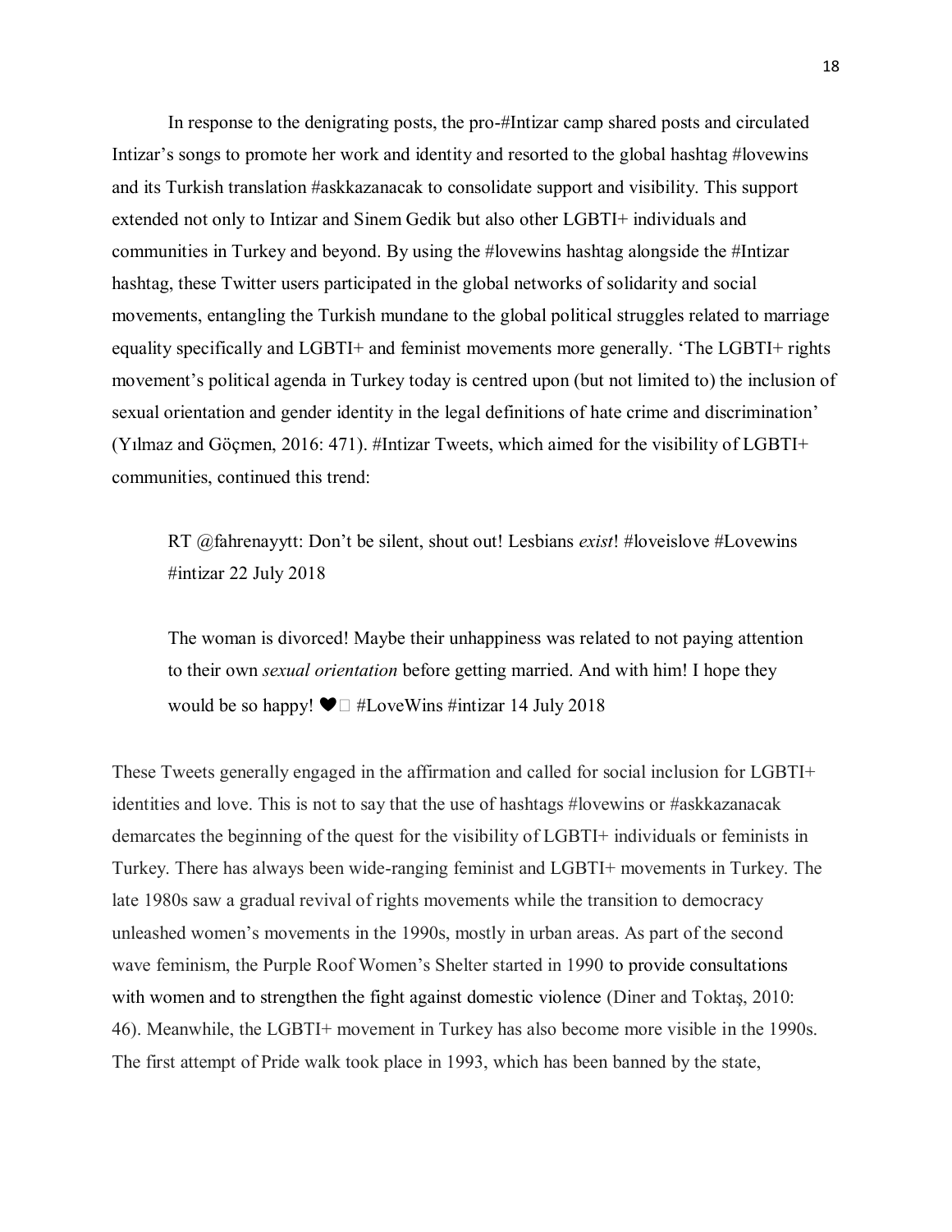In response to the denigrating posts, the pro-#Intizar camp shared posts and circulated Intizar's songs to promote her work and identity and resorted to the global hashtag #lovewins and its Turkish translation #askkazanacak to consolidate support and visibility. This support extended not only to Intizar and Sinem Gedik but also other LGBTI+ individuals and communities in Turkey and beyond. By using the #lovewins hashtag alongside the #Intizar hashtag, these Twitter users participated in the global networks of solidarity and social movements, entangling the Turkish mundane to the global political struggles related to marriage equality specifically and LGBTI+ and feminist movements more generally. 'The LGBTI+ rights movement's political agenda in Turkey today is centred upon (but not limited to) the inclusion of sexual orientation and gender identity in the legal definitions of hate crime and discrimination' (Yılmaz and Göçmen, 2016: 471). #Intizar Tweets, which aimed for the visibility of LGBTI+ communities, continued this trend:

> RT @fahrenayytt: Don't be silent, shout out! Lesbians *exist*! #loveislove #Lovewins #intizar 22 July 2018

> The woman is divorced! Maybe their unhappiness was related to not paying attention to their own *sexual orientation* before getting married. And with him! I hope they would be so happy! ❤️ #LoveWins #intizar 14 July 2018

These Tweets generally engaged in the affirmation and called for social inclusion for LGBTI+ identities and love. This is not to say that the use of hashtags #lovewins or #askkazanacak demarcates the beginning of the quest for the visibility of LGBTI+ individuals or feminists in Turkey. There has always been wide-ranging feminist and LGBTI+ movements in Turkey. The late 1980s saw a gradual revival of rights movements while the transition to democracy unleashed women's movements in the 1990s, mostly in urban areas. As part of the second wave feminism, the Purple Roof Women's Shelter started in 1990 to provide consultations with women and to strengthen the fight against domestic violence (Diner and Toktaş, 2010: 46). Meanwhile, the LGBTI+ movement in Turkey has also become more visible in the 1990s. The first attempt of Pride walk took place in 1993, which has been banned by the state,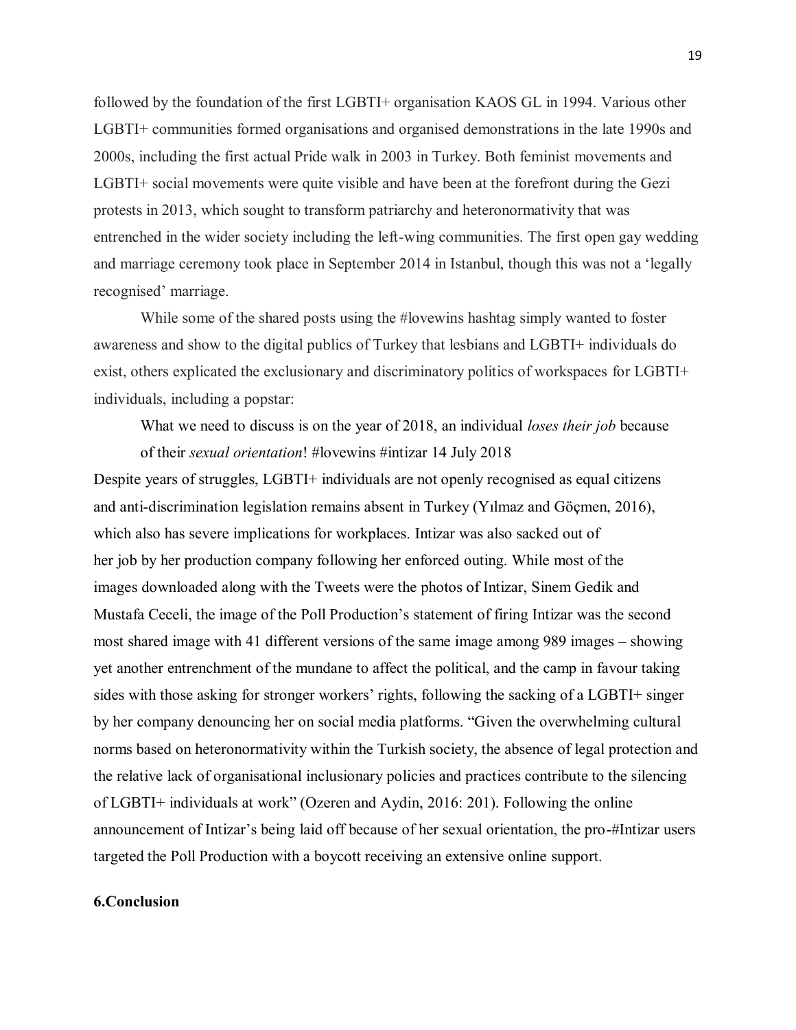followed by the foundation of the first LGBTI+ organisation KAOS GL in 1994. Various other LGBTI+ communities formed organisations and organised demonstrations in the late 1990s and 2000s, including the first actual Pride walk in 2003 in Turkey. Both feminist movements and LGBTI+ social movements were quite visible and have been at the forefront during the Gezi protests in 2013, which sought to transform patriarchy and heteronormativity that was entrenched in the wider society including the left-wing communities. The first open gay wedding and marriage ceremony took place in September 2014 in Istanbul, though this was not a 'legally recognised' marriage.

While some of the shared posts using the #lovewins hashtag simply wanted to foster awareness and show to the digital publics of Turkey that lesbians and LGBTI+ individuals do exist, others explicated the exclusionary and discriminatory politics of workspaces for LGBTI+ individuals, including a popstar:

> What we need to discuss is on the year of 2018, an individual *loses their job* because of their *sexual orientation*! #lovewins #intizar 14 July 2018

Despite years of struggles, LGBTI+ individuals are not openly recognised as equal citizens and anti-discrimination legislation remains absent in Turkey (Yılmaz and Göçmen, 2016), which also has severe implications for workplaces. Intizar was also sacked out of her job by her production company following her enforced outing. While most of the images downloaded along with the Tweets were the photos of Intizar, Sinem Gedik and Mustafa Ceceli, the image of the Poll Production's statement of firing Intizar was the second most shared image with 41 different versions of the same image among 989 images – showing yet another entrenchment of the mundane to affect the political, and the camp in favour taking sides with those asking for stronger workers' rights, following the sacking of a LGBTI+ singer by her company denouncing her on social media platforms. "Given the overwhelming cultural norms based on heteronormativity within the Turkish society, the absence of legal protection and the relative lack of organisational inclusionary policies and practices contribute to the silencing of LGBTI+ individuals at work" (Ozeren and Aydin, 2016: 201). Following the online announcement of Intizar's being laid off because of her sexual orientation, the pro-#Intizar users targeted the Poll Production with a boycott receiving an extensive online support.

## 6.Conclusion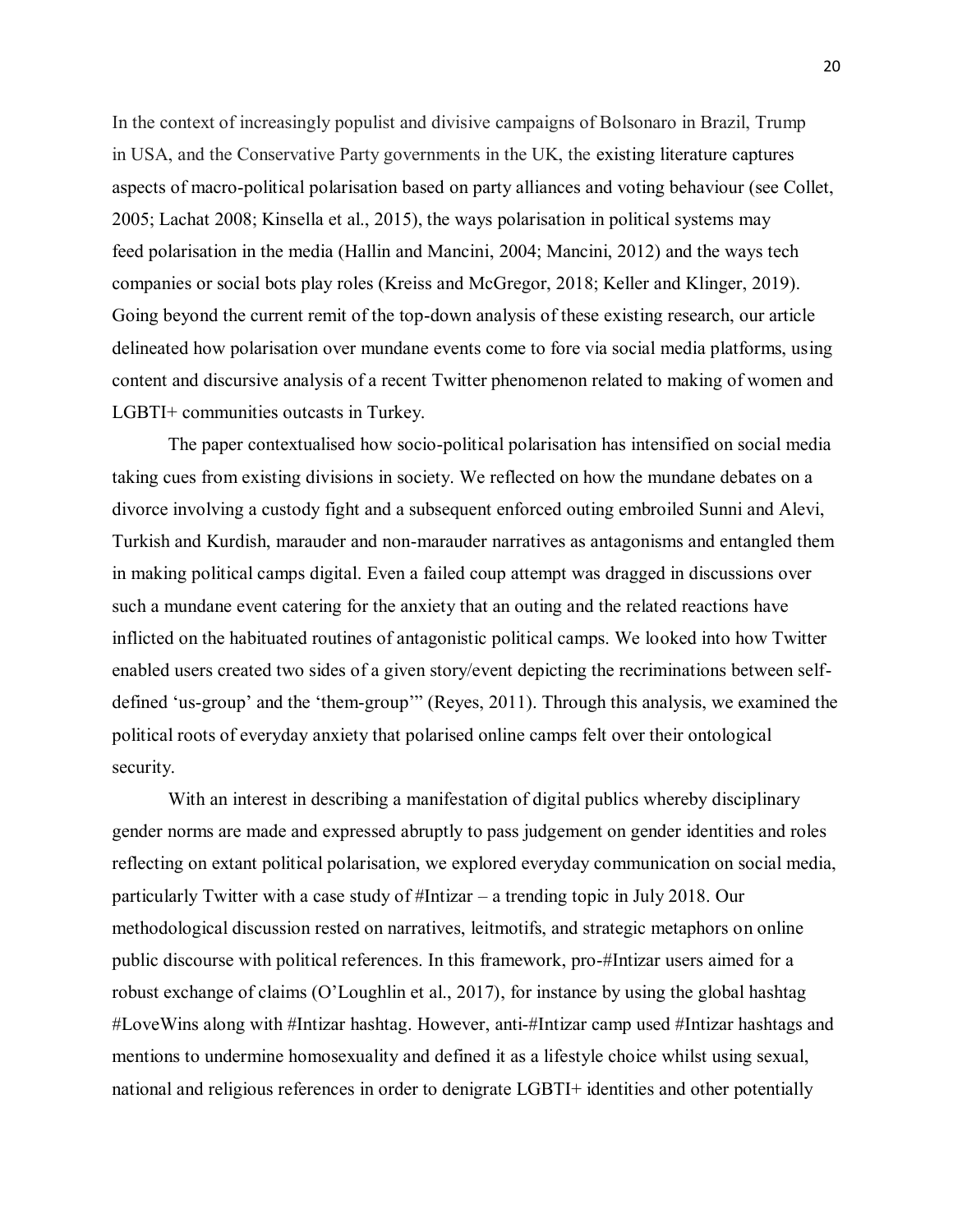In the context of increasingly populist and divisive campaigns of Bolsonaro in Brazil, Trump in USA, and the Conservative Party governments in the UK, the existing literature captures aspects of macro-political polarisation based on party alliances and voting behaviour (see Collet, 2005; Lachat 2008; Kinsella et al., 2015), the ways polarisation in political systems may feed polarisation in the media (Hallin and Mancini, 2004; Mancini, 2012) and the ways tech companies or social bots play roles (Kreiss and McGregor, 2018; Keller and Klinger, 2019). Going beyond the current remit of the top-down analysis of these existing research, our article delineated how polarisation over mundane events come to fore via social media platforms, using content and discursive analysis of a recent Twitter phenomenon related to making of women and LGBTI+ communities outcasts in Turkey.

The paper contextualised how socio-political polarisation has intensified on social media taking cues from existing divisions in society. We reflected on how the mundane debates on a divorce involving a custody fight and a subsequent enforced outing embroiled Sunni and Alevi, Turkish and Kurdish, marauder and non-marauder narratives as antagonisms and entangled them in making political camps digital. Even a failed coup attempt was dragged in discussions over such a mundane event catering for the anxiety that an outing and the related reactions have inflicted on the habituated routines of antagonistic political camps. We looked into how Twitter enabled users created two sides of a given story/event depicting the recriminations between self-defined 'us-group' and the 'them-group'" (Reyes, 2011). Through this analysis, we examined the political roots of everyday anxiety that polarised online camps felt over their ontological security.

With an interest in describing a manifestation of digital publics whereby disciplinary gender norms are made and expressed abruptly to pass judgement on gender identities and roles reflecting on extant political polarisation, we explored everyday communication on social media, particularly Twitter with a case study of #Intizar – a trending topic in July 2018. Our methodological discussion rested on narratives, leitmotifs, and strategic metaphors on online public discourse with political references. In this framework, pro-#Intizar users aimed for a robust exchange of claims (O'Loughlin et al., 2017), for instance by using the global hashtag #LoveWins along with #Intizar hashtag. However, anti-#Intizar camp used #Intizar hashtags and mentions to undermine homosexuality and defined it as a lifestyle choice whilst using sexual, national and religious references in order to denigrate LGBTI+ identities and other potentially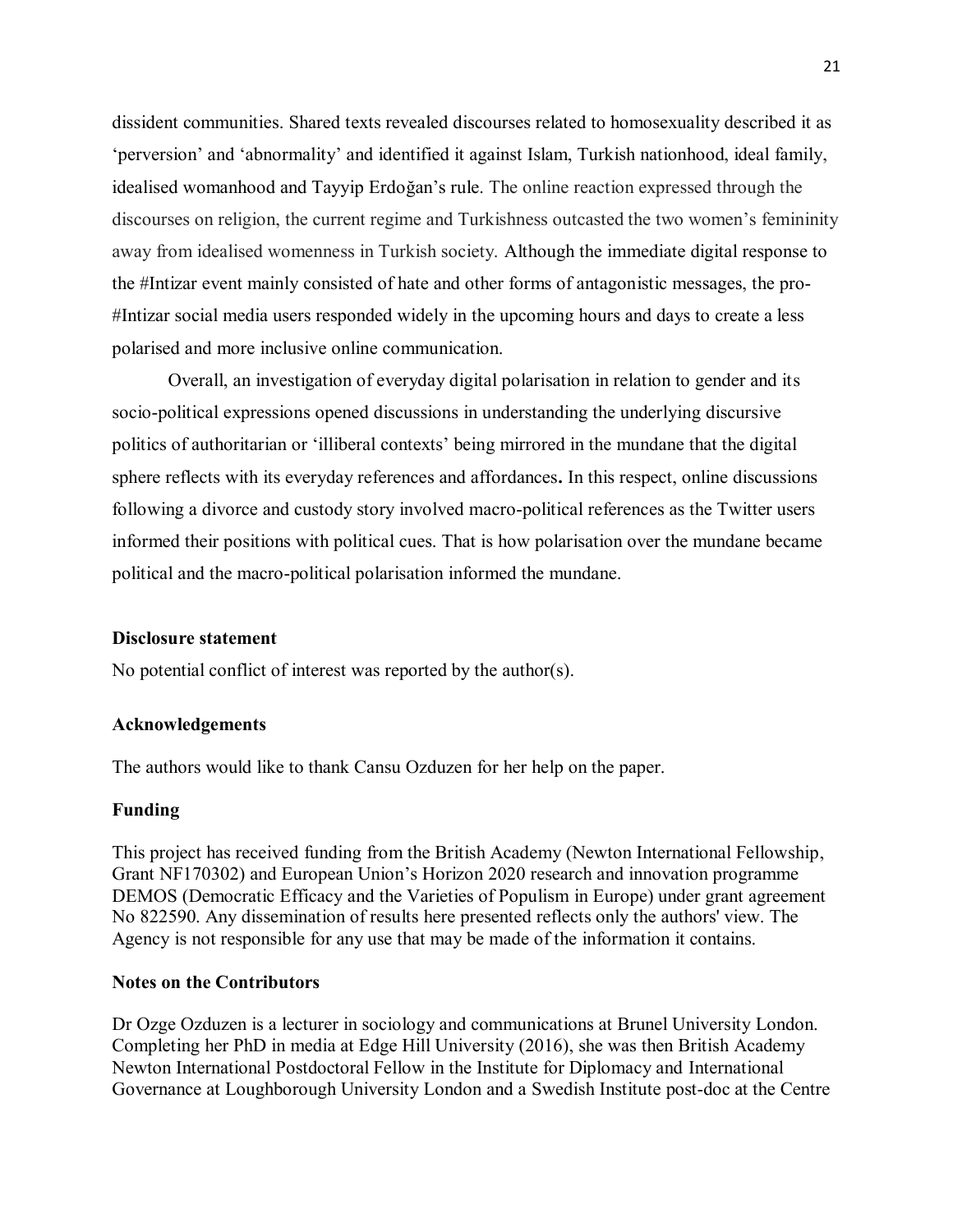dissident communities. Shared texts revealed discourses related to homosexuality described it as 'perversion' and 'abnormality' and identified it against Islam, Turkish nationhood, ideal family, idealised womanhood and Tayyip Erdoğan's rule. The online reaction expressed through the discourses on religion, the current regime and Turkishness outcasted the two women's femininity away from idealised womenness in Turkish society. Although the immediate digital response to the #Intizar event mainly consisted of hate and other forms of antagonistic messages, the pro-#Intizar social media users responded widely in the upcoming hours and days to create a less polarised and more inclusive online communication.

Overall, an investigation of everyday digital polarisation in relation to gender and its socio-political expressions opened discussions in understanding the underlying discursive politics of authoritarian or 'illiberal contexts' being mirrored in the mundane that the digital sphere reflects with its everyday references and affordances**.** In this respect, online discussions following a divorce and custody story involved macro-political references as the Twitter users informed their positions with political cues. That is how polarisation over the mundane became political and the macro-political polarisation informed the mundane.

**Disclosure statement**

No potential conflict of interest was reported by the author(s).

**Acknowledgements**

The authors would like to thank Cansu Ozduzen for her help on the paper.

**Funding**

This project has received funding from the British Academy (Newton International Fellowship, Grant NF170302) and European Union's Horizon 2020 research and innovation programme DEMOS (Democratic Efficacy and the Varieties of Populism in Europe) under grant agreement No 822590. Any dissemination of results here presented reflects only the authors' view. The Agency is not responsible for any use that may be made of the information it contains.

**Notes on the Contributors**

Dr Ozge Ozduzen is a lecturer in sociology and communications at Brunel University London. Completing her PhD in media at Edge Hill University (2016), she was then British Academy Newton International Postdoctoral Fellow in the Institute for Diplomacy and International Governance at Loughborough University London and a Swedish Institute post-doc at the Centre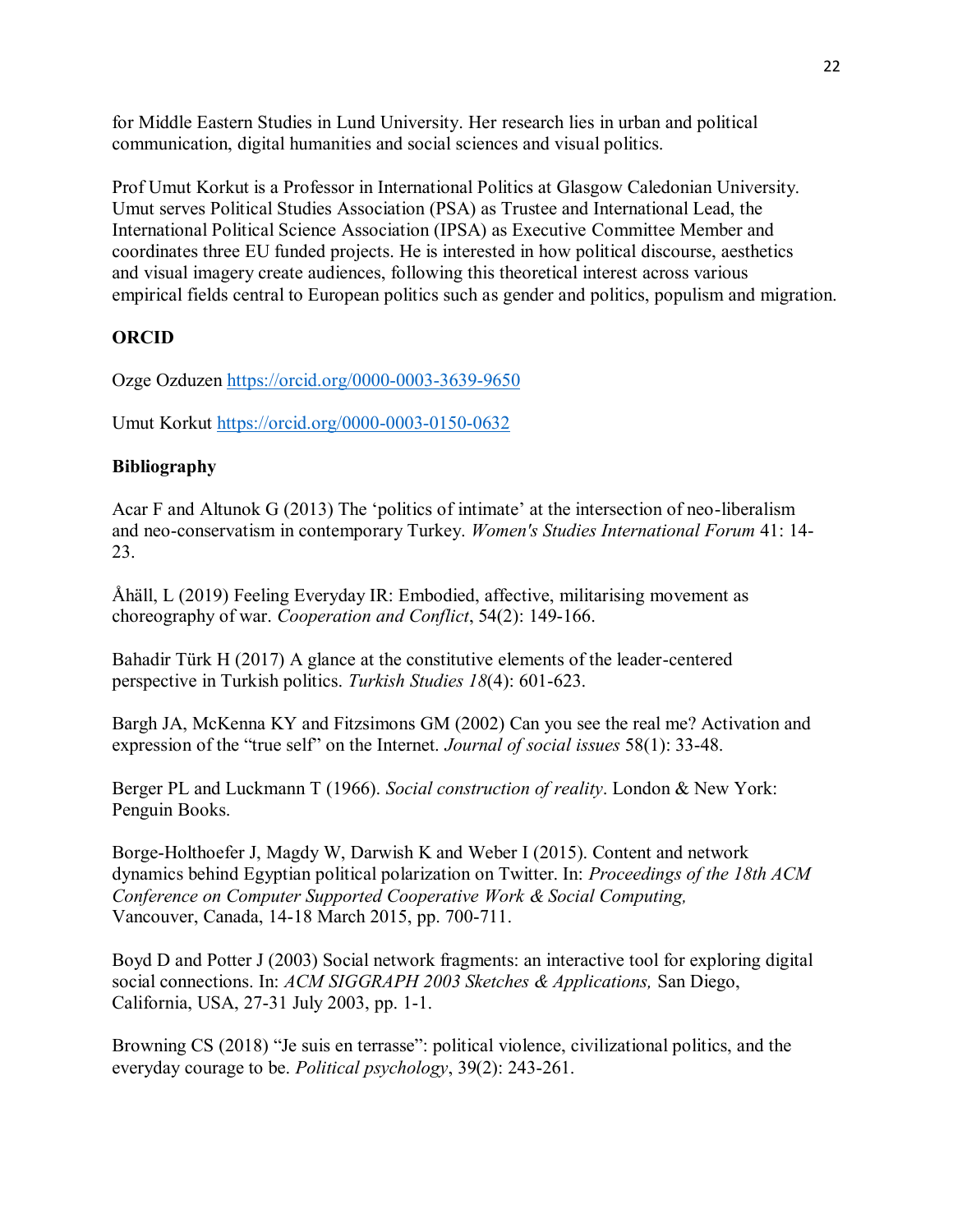for Middle Eastern Studies in Lund University. Her research lies in urban and political communication, digital humanities and social sciences and visual politics.

Prof Umut Korkut is a Professor in International Politics at Glasgow Caledonian University. Umut serves Political Studies Association (PSA) as Trustee and International Lead, the International Political Science Association (IPSA) as Executive Committee Member and coordinates three EU funded projects. He is interested in how political discourse, aesthetics and visual imagery create audiences, following this theoretical interest across various empirical fields central to European politics such as gender and politics, populism and migration.

**ORCID**

Ozge Ozduzen https://orcid.org/0000-0003-3639-9650

Umut Korkut https://orcid.org/0000-0003-0150-0632

**Bibliography**

Acar F and Altunok G (2013) The 'politics of intimate' at the intersection of neo-liberalism and neo-conservatism in contemporary Turkey. *Women's Studies International Forum* 41: 14-23.

Åhäll, L (2019) Feeling Everyday IR: Embodied, affective, militarising movement as choreography of war. *Cooperation and Conflict*, 54(2): 149-166.

Bahadir Türk H (2017) A glance at the constitutive elements of the leader-centered perspective in Turkish politics. *Turkish Studies 18*(4): 601-623.

Bargh JA, McKenna KY and Fitzsimons GM (2002) Can you see the real me? Activation and expression of the "true self" on the Internet. *Journal of social issues* 58(1): 33-48.

Berger PL and Luckmann T (1966). *Social construction of reality*. London & New York: Penguin Books.

Borge-Holthoefer J, Magdy W, Darwish K and Weber I (2015). Content and network dynamics behind Egyptian political polarization on Twitter. In: *Proceedings of the 18th ACM Conference on Computer Supported Cooperative Work & Social Computing,* Vancouver, Canada, 14-18 March 2015, pp. 700-711.

Boyd D and Potter J (2003) Social network fragments: an interactive tool for exploring digital social connections. In: *ACM SIGGRAPH 2003 Sketches & Applications,* San Diego, California, USA, 27-31 July 2003, pp. 1-1.

Browning CS (2018) "Je suis en terrasse": political violence, civilizational politics, and the everyday courage to be. *Political psychology*, 39(2): 243-261.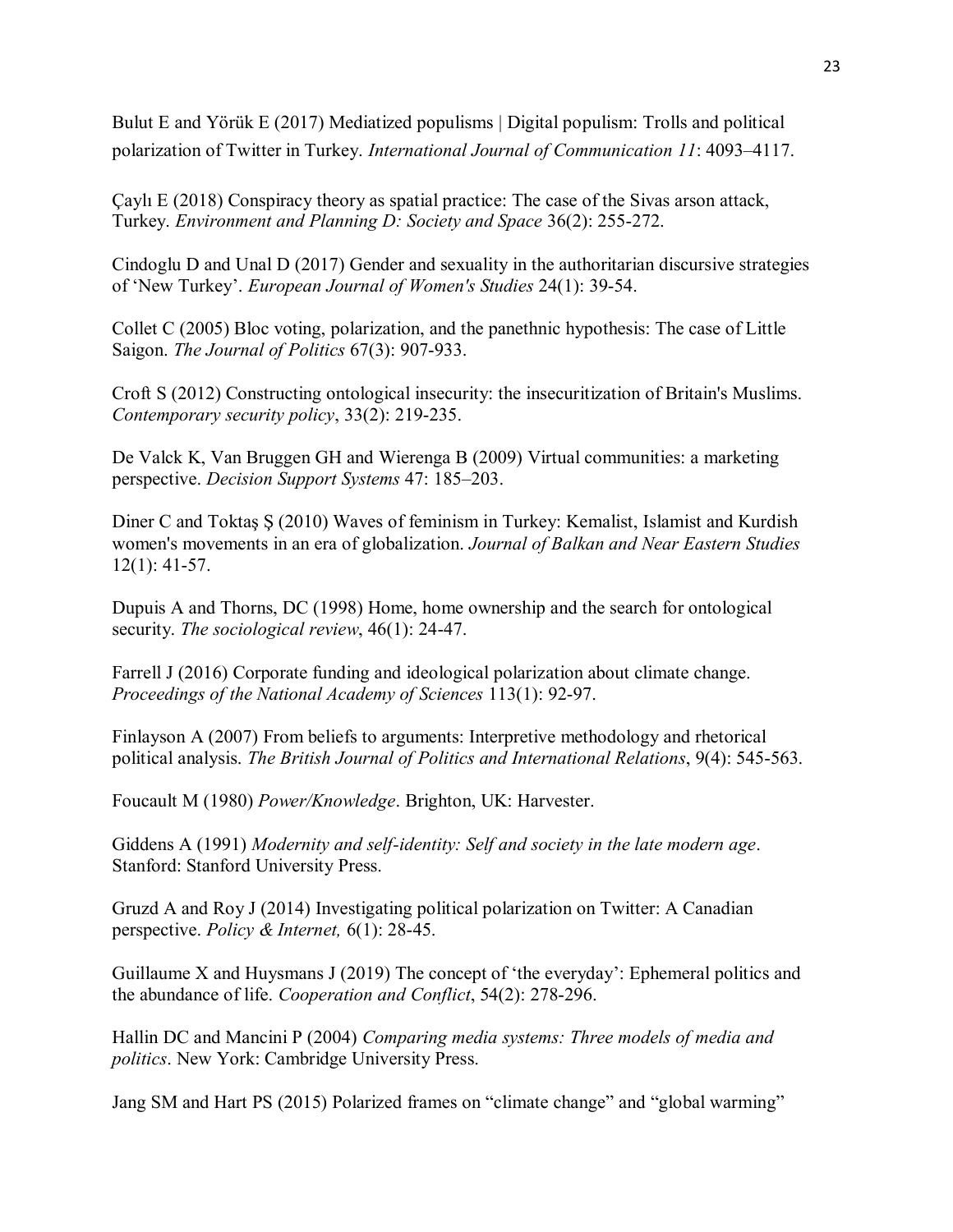Bulut E and Yörük E (2017) Mediatized populisms | Digital populism: Trolls and political polarization of Twitter in Turkey. *International Journal of Communication 11*: 4093–4117.

Çaylı E (2018) Conspiracy theory as spatial practice: The case of the Sivas arson attack, Turkey. *Environment and Planning D: Society and Space* 36(2): 255-272.

Cindoglu D and Unal D (2017) Gender and sexuality in the authoritarian discursive strategies of 'New Turkey'. *European Journal of Women's Studies* 24(1): 39-54.

Collet C (2005) Bloc voting, polarization, and the panethnic hypothesis: The case of Little Saigon. *The Journal of Politics* 67(3): 907-933.

Croft S (2012) Constructing ontological insecurity: the insecuritization of Britain's Muslims. *Contemporary security policy*, 33(2): 219-235.

De Valck K, Van Bruggen GH and Wierenga B (2009) Virtual communities: a marketing perspective. *Decision Support Systems* 47: 185–203.

Diner C and Toktaş Ş (2010) Waves of feminism in Turkey: Kemalist, Islamist and Kurdish women's movements in an era of globalization. *Journal of Balkan and Near Eastern Studies* 12(1): 41-57.

Dupuis A and Thorns, DC (1998) Home, home ownership and the search for ontological security. *The sociological review*, 46(1): 24-47.

Farrell J (2016) Corporate funding and ideological polarization about climate change. *Proceedings of the National Academy of Sciences* 113(1): 92-97.

Finlayson A (2007) From beliefs to arguments: Interpretive methodology and rhetorical political analysis. *The British Journal of Politics and International Relations*, 9(4): 545-563.

Foucault M (1980) *Power/Knowledge*. Brighton, UK: Harvester.

Giddens A (1991) *Modernity and self-identity: Self and society in the late modern age*. Stanford: Stanford University Press.

Gruzd A and Roy J (2014) Investigating political polarization on Twitter: A Canadian perspective. *Policy & Internet,* 6(1): 28-45.

Guillaume X and Huysmans J (2019) The concept of 'the everyday': Ephemeral politics and the abundance of life. *Cooperation and Conflict*, 54(2): 278-296.

Hallin DC and Mancini P (2004) *Comparing media systems: Three models of media and politics*. New York: Cambridge University Press.

Jang SM and Hart PS (2015) Polarized frames on "climate change" and "global warming"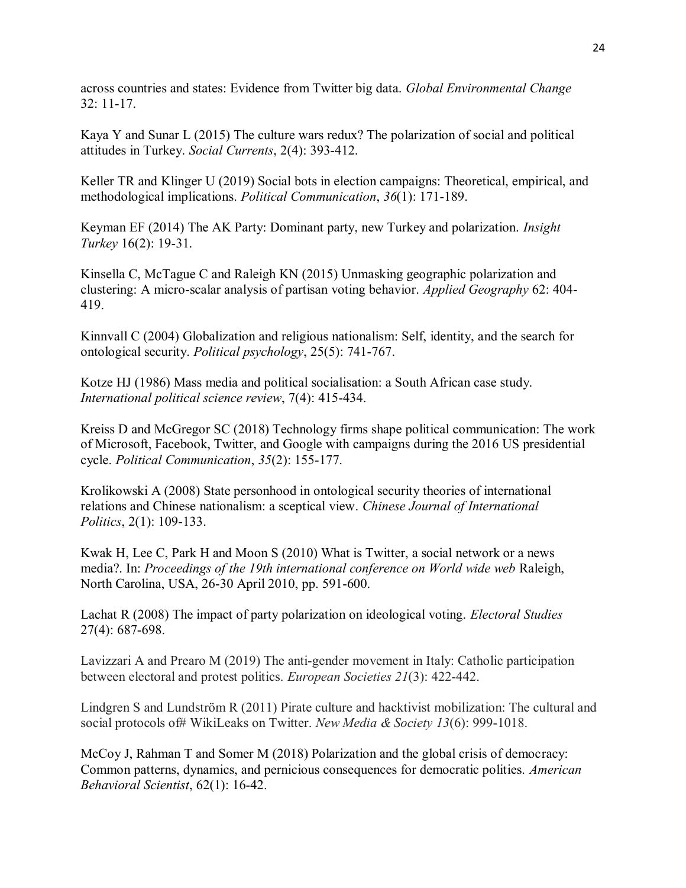across countries and states: Evidence from Twitter big data. *Global Environmental Change* 32: 11-17.

Kaya Y and Sunar L (2015) The culture wars redux? The polarization of social and political attitudes in Turkey. *Social Currents*, 2(4): 393-412.

Keller TR and Klinger U (2019) Social bots in election campaigns: Theoretical, empirical, and methodological implications. *Political Communication*, *36*(1): 171-189.

Keyman EF (2014) The AK Party: Dominant party, new Turkey and polarization. *Insight Turkey* 16(2): 19-31.

Kinsella C, McTague C and Raleigh KN (2015) Unmasking geographic polarization and clustering: A micro-scalar analysis of partisan voting behavior. *Applied Geography* 62: 404-419.

Kinnvall C (2004) Globalization and religious nationalism: Self, identity, and the search for ontological security. *Political psychology*, 25(5): 741-767.

Kotze HJ (1986) Mass media and political socialisation: a South African case study. *International political science review*, 7(4): 415-434.

Kreiss D and McGregor SC (2018) Technology firms shape political communication: The work of Microsoft, Facebook, Twitter, and Google with campaigns during the 2016 US presidential cycle. *Political Communication*, *35*(2): 155-177.

Krolikowski A (2008) State personhood in ontological security theories of international relations and Chinese nationalism: a sceptical view. *Chinese Journal of International Politics*, 2(1): 109-133.

Kwak H, Lee C, Park H and Moon S (2010) What is Twitter, a social network or a news media?. In: *Proceedings of the 19th international conference on World wide web* Raleigh, North Carolina, USA, 26-30 April 2010, pp. 591-600.

Lachat R (2008) The impact of party polarization on ideological voting. *Electoral Studies* 27(4): 687-698.

Lavizzari A and Prearo M (2019) The anti-gender movement in Italy: Catholic participation between electoral and protest politics. *European Societies 21*(3): 422-442.

Lindgren S and Lundström R (2011) Pirate culture and hacktivist mobilization: The cultural and social protocols of# WikiLeaks on Twitter. *New Media & Society 13*(6): 999-1018.

McCoy J, Rahman T and Somer M (2018) Polarization and the global crisis of democracy: Common patterns, dynamics, and pernicious consequences for democratic polities. *American Behavioral Scientist*, 62(1): 16-42.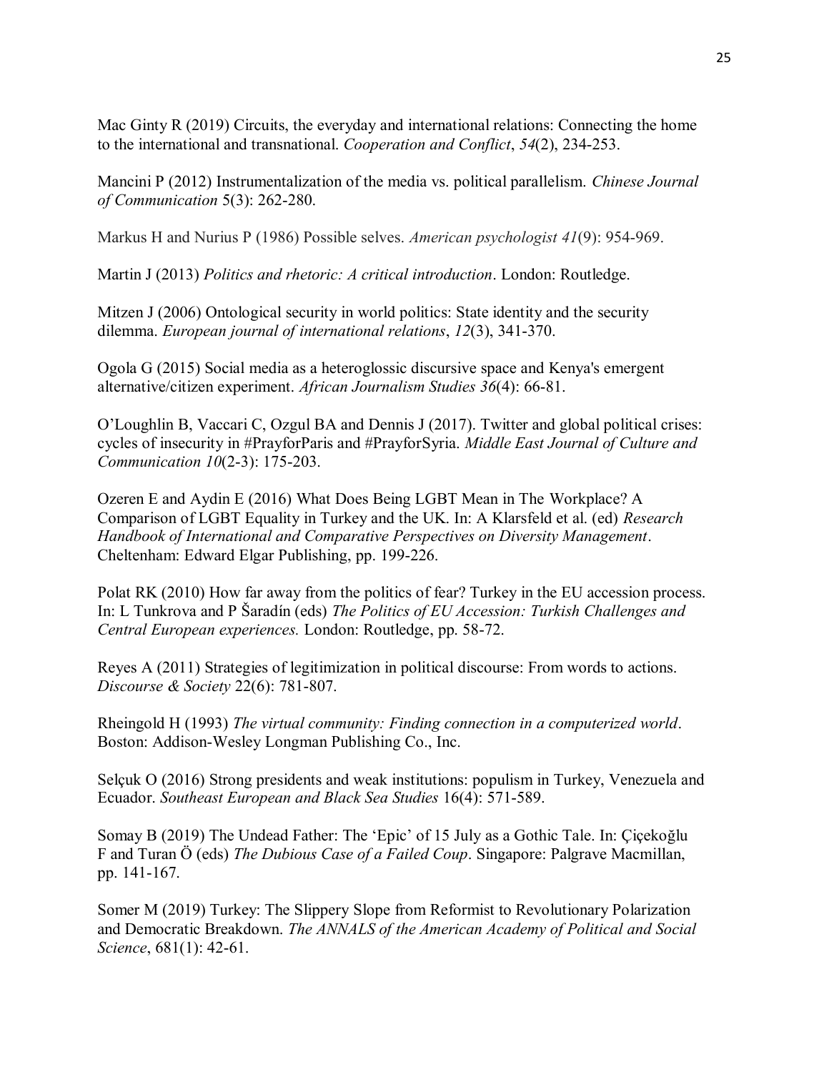Mac Ginty R (2019) Circuits, the everyday and international relations: Connecting the home to the international and transnational. *Cooperation and Conflict*, *54*(2), 234-253.

Mancini P (2012) Instrumentalization of the media vs. political parallelism. *Chinese Journal of Communication* 5(3): 262-280.

Markus H and Nurius P (1986) Possible selves. *American psychologist 41*(9): 954-969.

Martin J (2013) *Politics and rhetoric: A critical introduction*. London: Routledge.

Mitzen J (2006) Ontological security in world politics: State identity and the security dilemma. *European journal of international relations*, *12*(3), 341-370.

Ogola G (2015) Social media as a heteroglossic discursive space and Kenya's emergent alternative/citizen experiment. *African Journalism Studies 36*(4): 66-81.

O'Loughlin B, Vaccari C, Ozgul BA and Dennis J (2017). Twitter and global political crises: cycles of insecurity in #PrayforParis and #PrayforSyria. *Middle East Journal of Culture and Communication 10*(2-3): 175-203.

Ozeren E and Aydin E (2016) What Does Being LGBT Mean in The Workplace? A Comparison of LGBT Equality in Turkey and the UK. In: A Klarsfeld et al. (ed) *Research Handbook of International and Comparative Perspectives on Diversity Management*. Cheltenham: Edward Elgar Publishing, pp. 199-226.

Polat RK (2010) How far away from the politics of fear? Turkey in the EU accession process. In: L Tunkrova and P Šaradín (eds) *The Politics of EU Accession: Turkish Challenges and Central European experiences.* London: Routledge, pp. 58-72.

Reyes A (2011) Strategies of legitimization in political discourse: From words to actions. *Discourse & Society* 22(6): 781-807.

Rheingold H (1993) *The virtual community: Finding connection in a computerized world*. Boston: Addison-Wesley Longman Publishing Co., Inc.

Selçuk O (2016) Strong presidents and weak institutions: populism in Turkey, Venezuela and Ecuador. *Southeast European and Black Sea Studies* 16(4): 571-589.

Somay B (2019) The Undead Father: The 'Epic' of 15 July as a Gothic Tale. In: Çiçekoğlu F and Turan Ö (eds) *The Dubious Case of a Failed Coup*. Singapore: Palgrave Macmillan, pp. 141-167.

Somer M (2019) Turkey: The Slippery Slope from Reformist to Revolutionary Polarization and Democratic Breakdown. *The ANNALS of the American Academy of Political and Social Science*, 681(1): 42-61.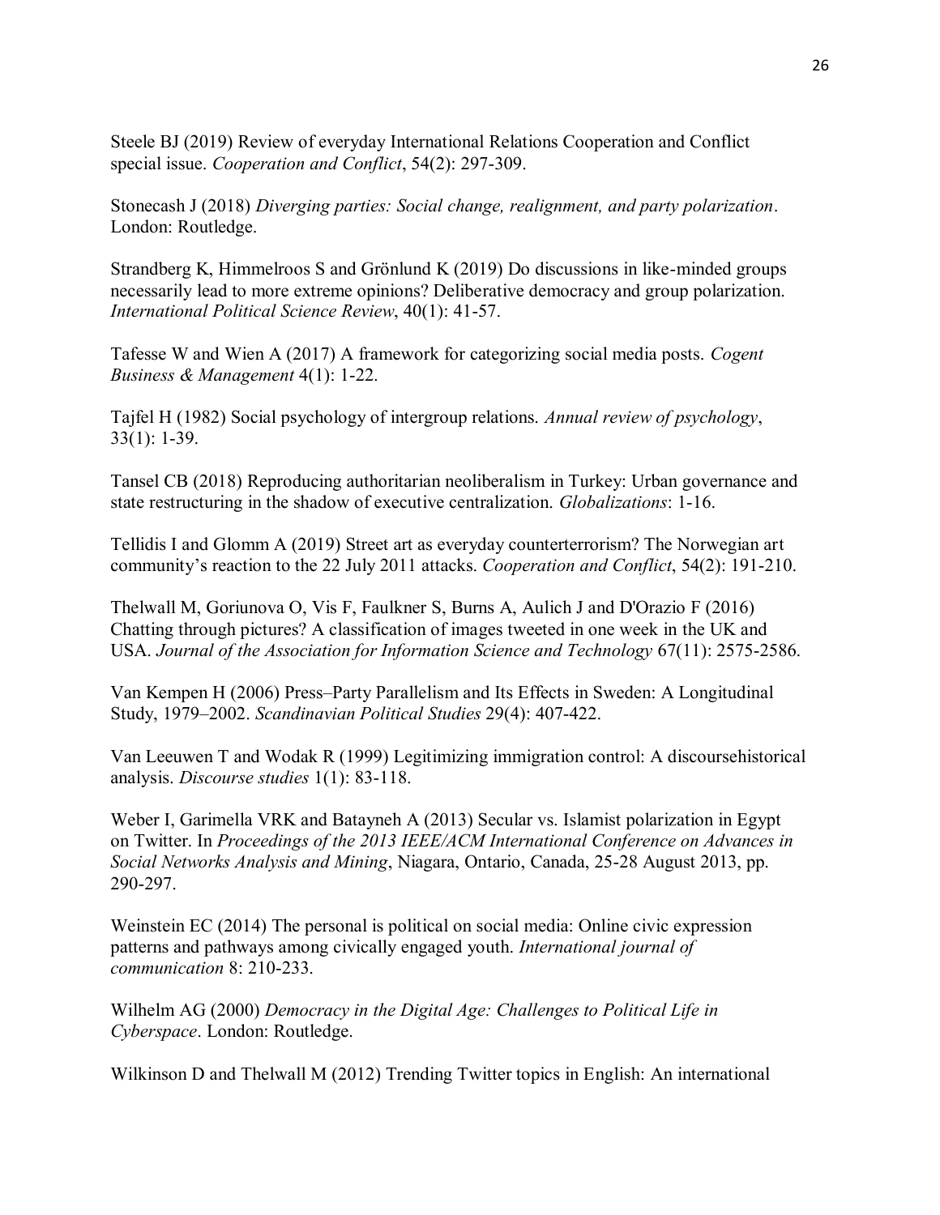Steele BJ (2019) Review of everyday International Relations Cooperation and Conflict special issue. *Cooperation and Conflict*, 54(2): 297-309.

Stonecash J (2018) *Diverging parties: Social change, realignment, and party polarization*. London: Routledge.

Strandberg K, Himmelroos S and Grönlund K (2019) Do discussions in like-minded groups necessarily lead to more extreme opinions? Deliberative democracy and group polarization. *International Political Science Review*, 40(1): 41-57.

Tafesse W and Wien A (2017) A framework for categorizing social media posts. *Cogent Business & Management* 4(1): 1-22.

Tajfel H (1982) Social psychology of intergroup relations. *Annual review of psychology*, 33(1): 1-39.

Tansel CB (2018) Reproducing authoritarian neoliberalism in Turkey: Urban governance and state restructuring in the shadow of executive centralization. *Globalizations*: 1-16.

Tellidis I and Glomm A (2019) Street art as everyday counterterrorism? The Norwegian art community's reaction to the 22 July 2011 attacks. *Cooperation and Conflict*, 54(2): 191-210.

Thelwall M, Goriunova O, Vis F, Faulkner S, Burns A, Aulich J and D'Orazio F (2016) Chatting through pictures? A classification of images tweeted in one week in the UK and USA. *Journal of the Association for Information Science and Technology* 67(11): 2575-2586.

Van Kempen H (2006) Press–Party Parallelism and Its Effects in Sweden: A Longitudinal Study, 1979–2002. *Scandinavian Political Studies* 29(4): 407-422.

Van Leeuwen T and Wodak R (1999) Legitimizing immigration control: A discoursehistorical analysis. *Discourse studies* 1(1): 83-118.

Weber I, Garimella VRK and Batayneh A (2013) Secular vs. Islamist polarization in Egypt on Twitter. In *Proceedings of the 2013 IEEE/ACM International Conference on Advances in Social Networks Analysis and Mining*, Niagara, Ontario, Canada, 25-28 August 2013, pp. 290-297.

Weinstein EC (2014) The personal is political on social media: Online civic expression patterns and pathways among civically engaged youth. *International journal of communication* 8: 210-233.

Wilhelm AG (2000) *Democracy in the Digital Age: Challenges to Political Life in Cyberspace*. London: Routledge.

Wilkinson D and Thelwall M (2012) Trending Twitter topics in English: An international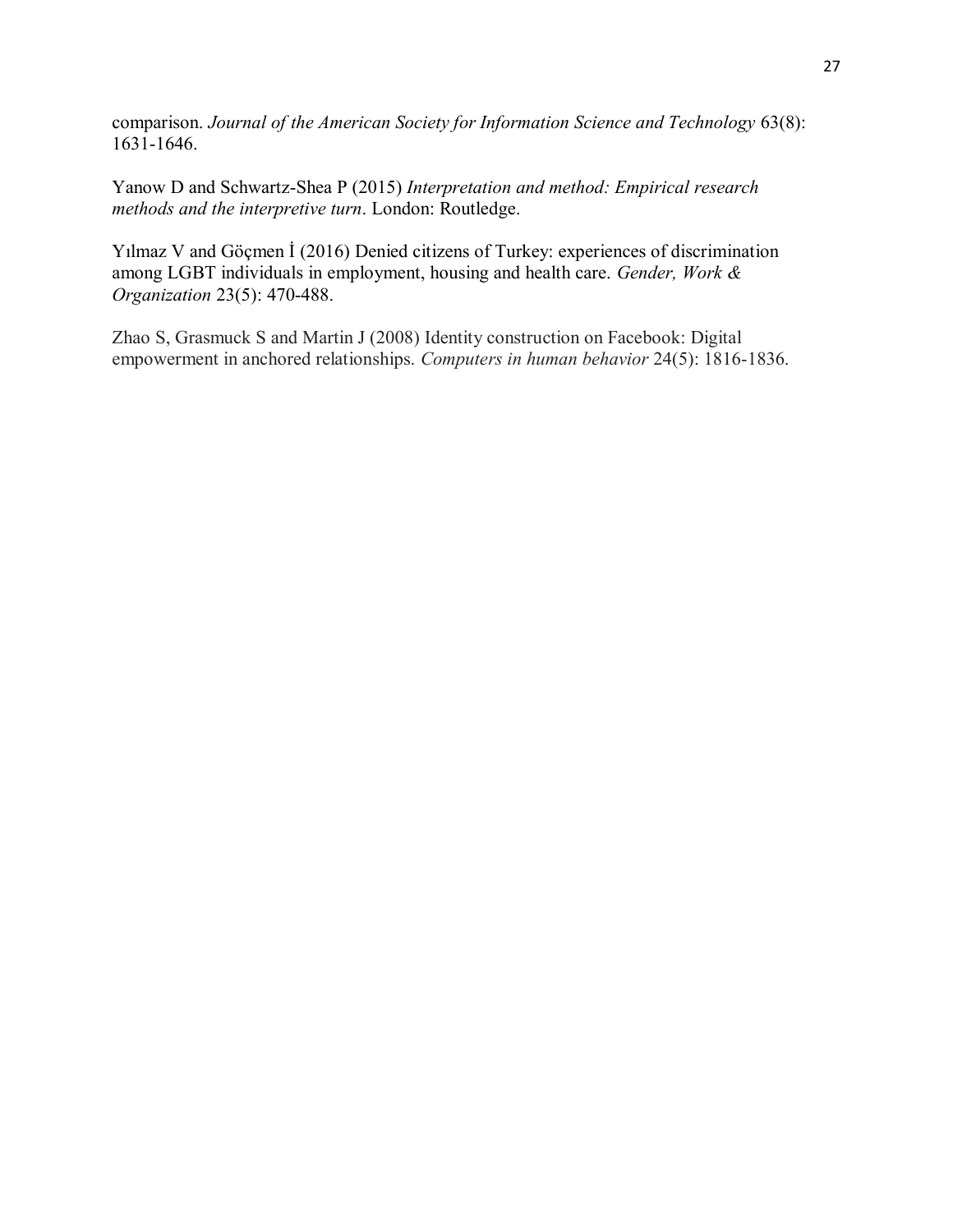comparison. *Journal of the American Society for Information Science and Technology* 63(8): 1631-1646.

Yanow D and Schwartz-Shea P (2015) *Interpretation and method: Empirical research methods and the interpretive turn*. London: Routledge.

Yılmaz V and Göçmen İ (2016) Denied citizens of Turkey: experiences of discrimination among LGBT individuals in employment, housing and health care. *Gender, Work & Organization* 23(5): 470-488.

Zhao S, Grasmuck S and Martin J (2008) Identity construction on Facebook: Digital empowerment in anchored relationships. *Computers in human behavior* 24(5): 1816-1836.